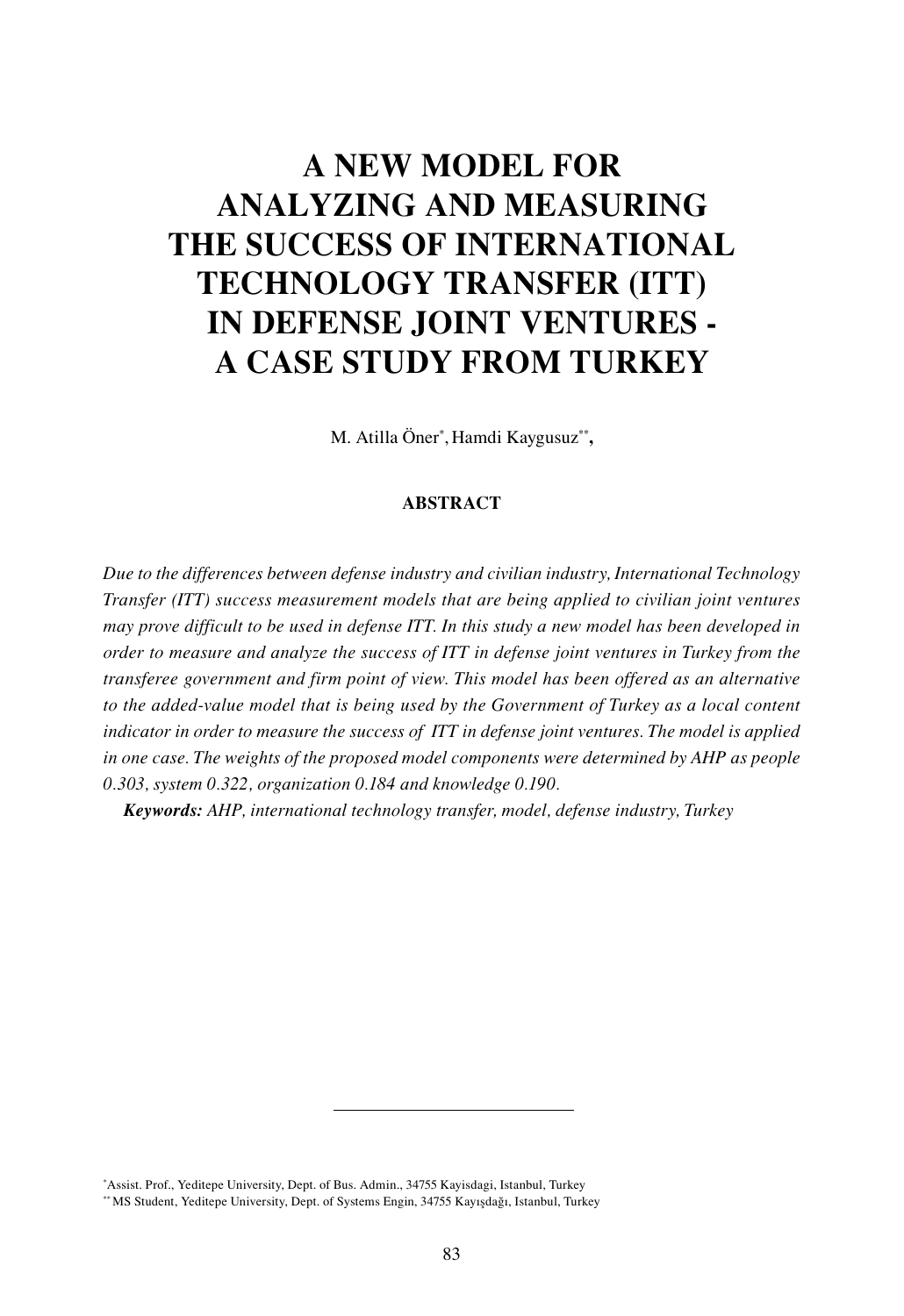# A NEW MODEL FOR ANALYZING AND MEASURING THE SUCCESS OF INTERNATIONAL TECHNOLOGY TRANSFER (ITT) IN DEFENSE JOINT VENTURES - A CASE STUDY FROM TURKEY

M. Atilla Öner[*], Hamdi Kaygusuz[**],

## ABSTRACT

*Due to the differences between defense industry and civilian industry, International Technology Transfer (ITT) success measurement models that are being applied to civilian joint ventures may prove difficult to be used in defense ITT. In this study a new model has been developed in order to measure and analyze the success of ITT in defense joint ventures in Turkey from the transferee government and firm point of view. This model has been offered as an alternative to the added-value model that is being used by the Government of Turkey as a local content indicator in order to measure the success of ITT in defense joint ventures. The model is applied in one case. The weights of the proposed model components were determined by AHP as people 0.303, system 0.322, organization 0.184 and knowledge 0.190.*

***Keywords:*** *AHP, international technology transfer, model, defense industry, Turkey*

---

[*] Assist. Prof., Yeditepe University, Dept. of Bus. Admin., 34755 Kayisdagi, Istanbul, Turkey

[**] MS Student, Yeditepe University, Dept. of Systems Engin, 34755 Kayışdağı, Istanbul, Turkey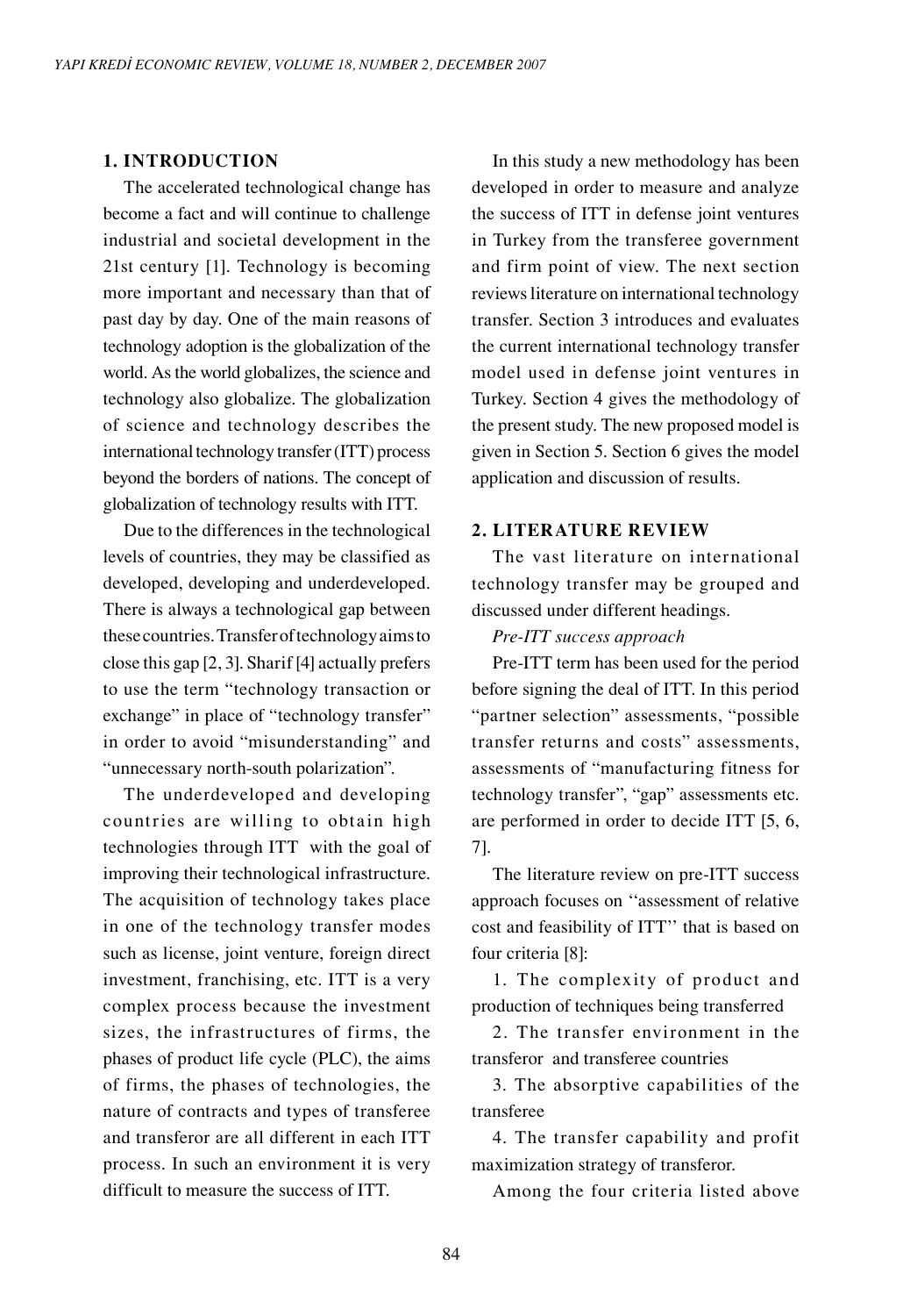## 1. INTRODUCTION

The accelerated technological change has become a fact and will continue to challenge industrial and societal development in the 21st century [1]. Technology is becoming more important and necessary than that of past day by day. One of the main reasons of technology adoption is the globalization of the world. As the world globalizes, the science and technology also globalize. The globalization of science and technology describes the international technology transfer (ITT) process beyond the borders of nations. The concept of globalization of technology results with ITT.

Due to the differences in the technological levels of countries, they may be classified as developed, developing and underdeveloped. There is always a technological gap between these countries. Transfer of technology aims to close this gap [2, 3]. Sharif [4] actually prefers to use the term "technology transaction or exchange" in place of "technology transfer" in order to avoid "misunderstanding" and "unnecessary north-south polarization".

The underdeveloped and developing countries are willing to obtain high technologies through ITT with the goal of improving their technological infrastructure. The acquisition of technology takes place in one of the technology transfer modes such as license, joint venture, foreign direct investment, franchising, etc. ITT is a very complex process because the investment sizes, the infrastructures of firms, the phases of product life cycle (PLC), the aims of firms, the phases of technologies, the nature of contracts and types of transferee and transferor are all different in each ITT process. In such an environment it is very difficult to measure the success of ITT.

In this study a new methodology has been developed in order to measure and analyze the success of ITT in defense joint ventures in Turkey from the transferee government and firm point of view. The next section reviews literature on international technology transfer. Section 3 introduces and evaluates the current international technology transfer model used in defense joint ventures in Turkey. Section 4 gives the methodology of the present study. The new proposed model is given in Section 5. Section 6 gives the model application and discussion of results.

## 2. LITERATURE REVIEW

The vast literature on international technology transfer may be grouped and discussed under different headings.

*Pre-ITT success approach*

Pre-ITT term has been used for the period before signing the deal of ITT. In this period "partner selection" assessments, "possible transfer returns and costs" assessments, assessments of "manufacturing fitness for technology transfer", "gap" assessments etc. are performed in order to decide ITT [5, 6, 7].

The literature review on pre-ITT success approach focuses on ''assessment of relative cost and feasibility of ITT'' that is based on four criteria [8]:

1. The complexity of product and production of techniques being transferred
2. The transfer environment in the transferor and transferee countries
3. The absorptive capabilities of the transferee
4. The transfer capability and profit maximization strategy of transferor.

Among the four criteria listed above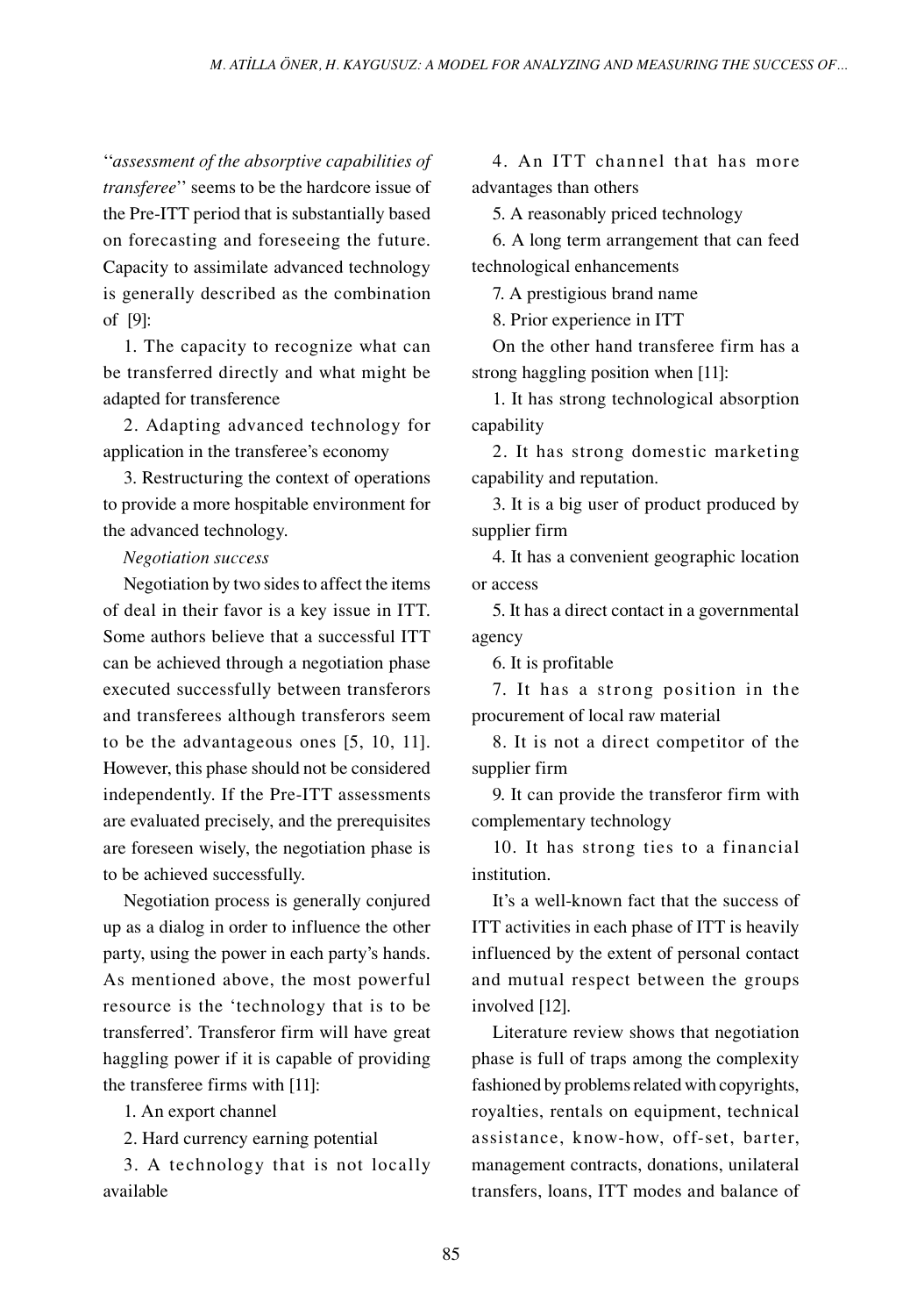''*assessment of the absorptive capabilities of transferee*'' seems to be the hardcore issue of the Pre-ITT period that is substantially based on forecasting and foreseeing the future. Capacity to assimilate advanced technology is generally described as the combination of [9]:

1. The capacity to recognize what can be transferred directly and what might be adapted for transference
2. Adapting advanced technology for application in the transferee's economy
3. Restructuring the context of operations to provide a more hospitable environment for the advanced technology.

*Negotiation success*

Negotiation by two sides to affect the items of deal in their favor is a key issue in ITT. Some authors believe that a successful ITT can be achieved through a negotiation phase executed successfully between transferors and transferees although transferors seem to be the advantageous ones [5, 10, 11]. However, this phase should not be considered independently. If the Pre-ITT assessments are evaluated precisely, and the prerequisites are foreseen wisely, the negotiation phase is to be achieved successfully.

Negotiation process is generally conjured up as a dialog in order to influence the other party, using the power in each party's hands. As mentioned above, the most powerful resource is the 'technology that is to be transferred'. Transferor firm will have great haggling power if it is capable of providing the transferee firms with [11]:

1. An export channel
2. Hard currency earning potential
3. A technology that is not locally available
4. An ITT channel that has more advantages than others
5. A reasonably priced technology
6. A long term arrangement that can feed technological enhancements
7. A prestigious brand name
8. Prior experience in ITT

On the other hand transferee firm has a strong haggling position when [11]:

1. It has strong technological absorption capability
2. It has strong domestic marketing capability and reputation.
3. It is a big user of product produced by supplier firm
4. It has a convenient geographic location or access
5. It has a direct contact in a governmental agency
6. It is profitable
7. It has a strong position in the procurement of local raw material
8. It is not a direct competitor of the supplier firm
9. It can provide the transferor firm with complementary technology
10. It has strong ties to a financial institution.

It's a well-known fact that the success of ITT activities in each phase of ITT is heavily influenced by the extent of personal contact and mutual respect between the groups involved [12].

Literature review shows that negotiation phase is full of traps among the complexity fashioned by problems related with copyrights, royalties, rentals on equipment, technical assistance, know-how, off-set, barter, management contracts, donations, unilateral transfers, loans, ITT modes and balance of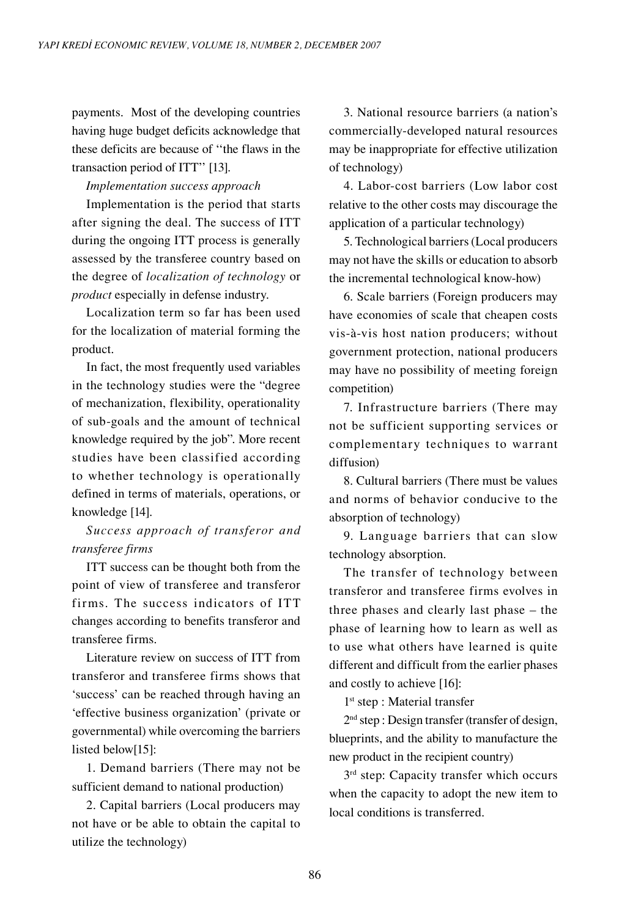payments. Most of the developing countries having huge budget deficits acknowledge that these deficits are because of ''the flaws in the transaction period of ITT'' [13].

*Implementation success approach*

Implementation is the period that starts after signing the deal. The success of ITT during the ongoing ITT process is generally assessed by the transferee country based on the degree of *localization of technology* or *product* especially in defense industry.

Localization term so far has been used for the localization of material forming the product.

In fact, the most frequently used variables in the technology studies were the "degree of mechanization, flexibility, operationality of sub-goals and the amount of technical knowledge required by the job". More recent studies have been classified according to whether technology is operationally defined in terms of materials, operations, or knowledge [14].

*Success approach of transferor and transferee firms*

ITT success can be thought both from the point of view of transferee and transferor firms. The success indicators of ITT changes according to benefits transferor and transferee firms.

Literature review on success of ITT from transferor and transferee firms shows that 'success' can be reached through having an 'effective business organization' (private or governmental) while overcoming the barriers listed below[15]:

1. Demand barriers (There may not be sufficient demand to national production)
2. Capital barriers (Local producers may not have or be able to obtain the capital to utilize the technology)
3. National resource barriers (a nation's commercially-developed natural resources may be inappropriate for effective utilization of technology)
4. Labor-cost barriers (Low labor cost relative to the other costs may discourage the application of a particular technology)
5. Technological barriers (Local producers may not have the skills or education to absorb the incremental technological know-how)
6. Scale barriers (Foreign producers may have economies of scale that cheapen costs vis-à-vis host nation producers; without government protection, national producers may have no possibility of meeting foreign competition)
7. Infrastructure barriers (There may not be sufficient supporting services or complementary techniques to warrant diffusion)
8. Cultural barriers (There must be values and norms of behavior conducive to the absorption of technology)
9. Language barriers that can slow technology absorption.

The transfer of technology between transferor and transferee firms evolves in three phases and clearly last phase – the phase of learning how to learn as well as to use what others have learned is quite different and difficult from the earlier phases and costly to achieve [16]:

1st step : Material transfer

2nd step : Design transfer (transfer of design, blueprints, and the ability to manufacture the new product in the recipient country)

3rd step: Capacity transfer which occurs when the capacity to adopt the new item to local conditions is transferred.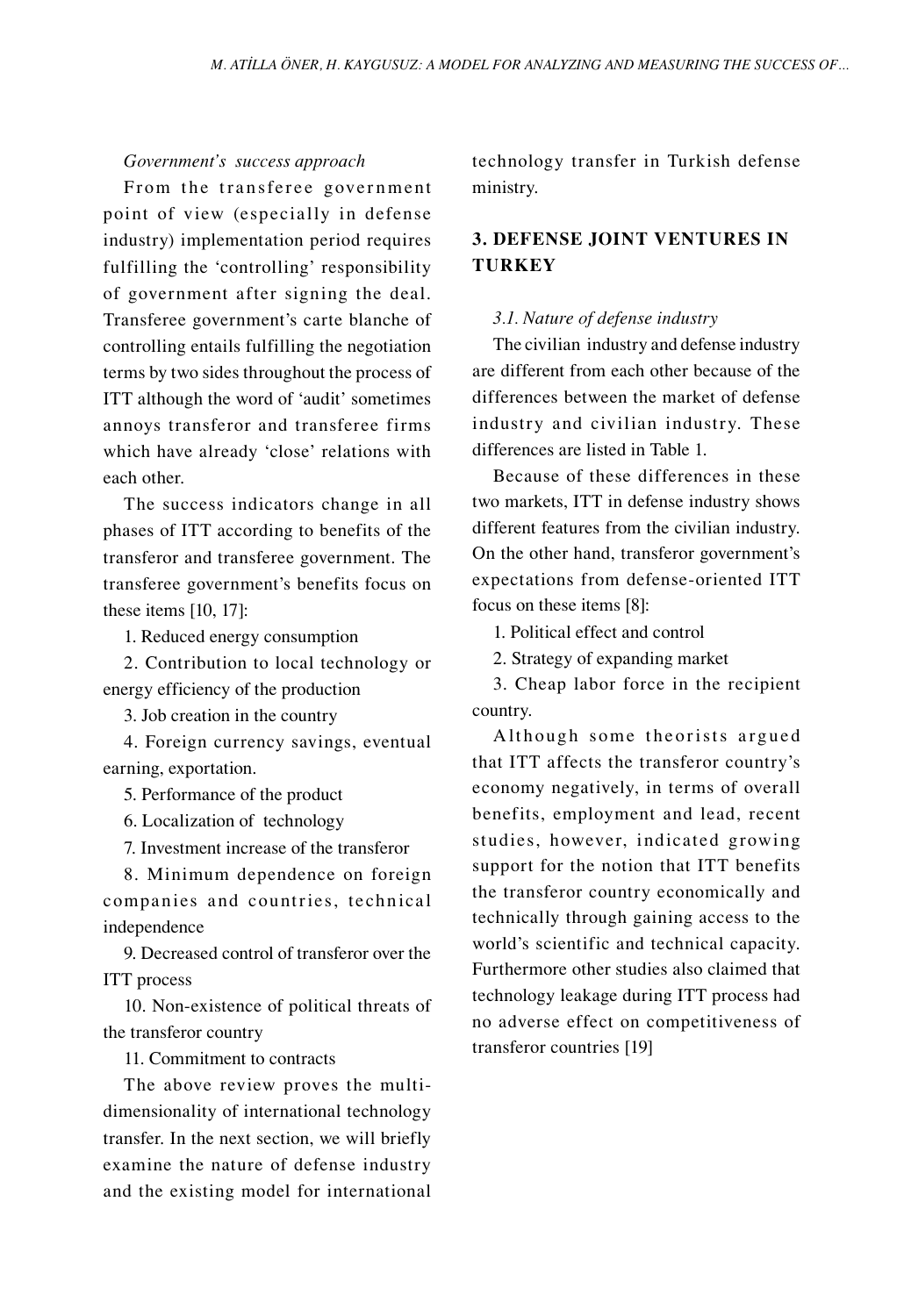*Government's success approach*

From the transferee government point of view (especially in defense industry) implementation period requires fulfilling the 'controlling' responsibility of government after signing the deal. Transferee government's carte blanche of controlling entails fulfilling the negotiation terms by two sides throughout the process of ITT although the word of 'audit' sometimes annoys transferor and transferee firms which have already 'close' relations with each other.

The success indicators change in all phases of ITT according to benefits of the transferor and transferee government. The transferee government's benefits focus on these items [10, 17]:

1. Reduced energy consumption
2. Contribution to local technology or energy efficiency of the production
3. Job creation in the country
4. Foreign currency savings, eventual earning, exportation.
5. Performance of the product
6. Localization of technology
7. Investment increase of the transferor
8. Minimum dependence on foreign companies and countries, technical independence
9. Decreased control of transferor over the ITT process
10. Non-existence of political threats of the transferor country
11. Commitment to contracts

The above review proves the multi-dimensionality of international technology transfer. In the next section, we will briefly examine the nature of defense industry and the existing model for international technology transfer in Turkish defense ministry.

## 3. DEFENSE JOINT VENTURES IN TURKEY

### *3.1. Nature of defense industry*

The civilian industry and defense industry are different from each other because of the differences between the market of defense industry and civilian industry. These differences are listed in Table 1.

Because of these differences in these two markets, ITT in defense industry shows different features from the civilian industry. On the other hand, transferor government's expectations from defense-oriented ITT focus on these items [8]:

1. Political effect and control
2. Strategy of expanding market
3. Cheap labor force in the recipient country.

Although some theorists argued that ITT affects the transferor country's economy negatively, in terms of overall benefits, employment and lead, recent studies, however, indicated growing support for the notion that ITT benefits the transferor country economically and technically through gaining access to the world's scientific and technical capacity. Furthermore other studies also claimed that technology leakage during ITT process had no adverse effect on competitiveness of transferor countries [19]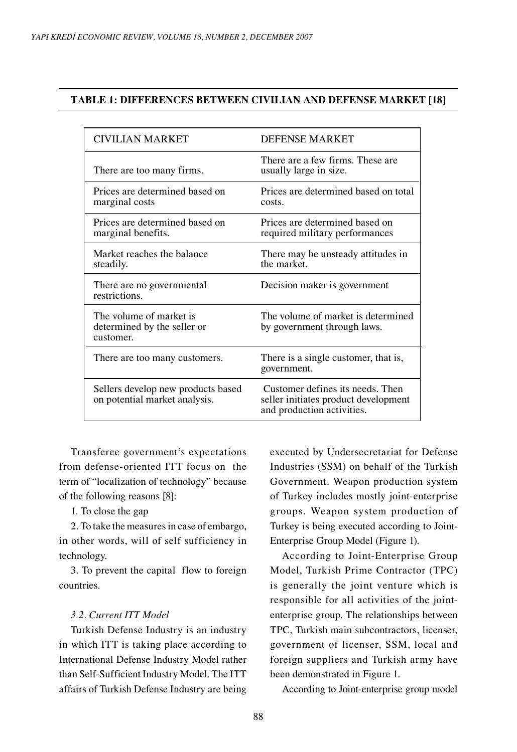**TABLE 1: DIFFERENCES BETWEEN CIVILIAN AND DEFENSE MARKET [18]**

| CIVILIAN MARKET | DEFENSE MARKET |
|---|---|
| There are too many firms. | There are a few firms. These are usually large in size. |
| Prices are determined based on marginal costs | Prices are determined based on total costs. |
| Prices are determined based on marginal benefits. | Prices are determined based on required military performances |
| Market reaches the balance steadily. | There may be unsteady attitudes in the market. |
| There are no governmental restrictions. | Decision maker is government |
| The volume of market is determined by the seller or customer. | The volume of market is determined by government through laws. |
| There are too many customers. | There is a single customer, that is, government. |
| Sellers develop new products based on potential market analysis. | Customer defines its needs. Then seller initiates product development and production activities. |

Transferee government's expectations from defense-oriented ITT focus on the term of "localization of technology" because of the following reasons [8]:

1. To close the gap

2. To take the measures in case of embargo, in other words, will of self sufficiency in technology.

3. To prevent the capital flow to foreign countries.

*3.2. Current ITT Model*

Turkish Defense Industry is an industry in which ITT is taking place according to International Defense Industry Model rather than Self-Sufficient Industry Model. The ITT affairs of Turkish Defense Industry are being executed by Undersecretariat for Defense Industries (SSM) on behalf of the Turkish Government. Weapon production system of Turkey includes mostly joint-enterprise groups. Weapon system production of Turkey is being executed according to Joint-Enterprise Group Model (Figure 1).

According to Joint-Enterprise Group Model, Turkish Prime Contractor (TPC) is generally the joint venture which is responsible for all activities of the joint-enterprise group. The relationships between TPC, Turkish main subcontractors, licenser, government of licenser, SSM, local and foreign suppliers and Turkish army have been demonstrated in Figure 1.

According to Joint-enterprise group model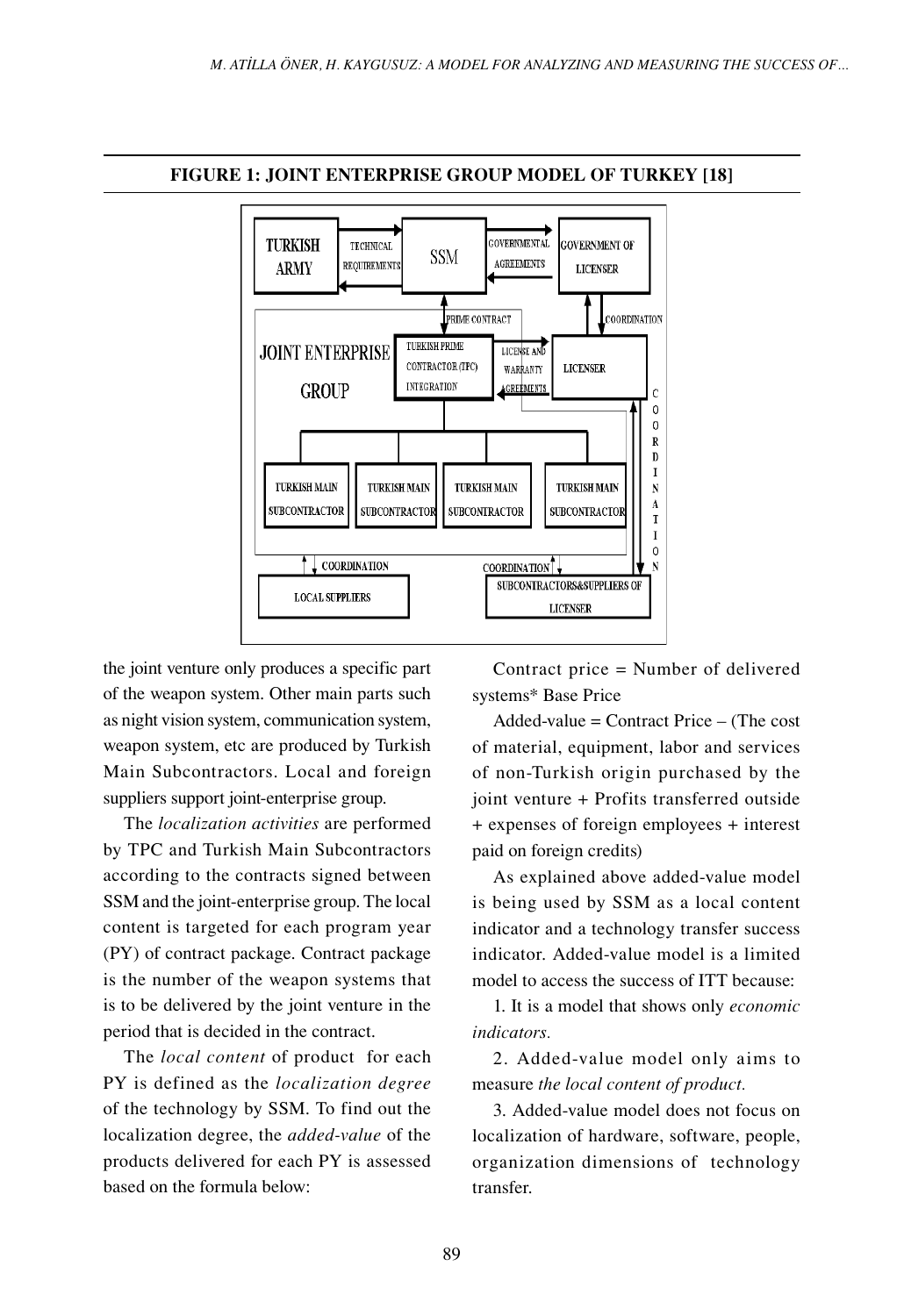**FIGURE 1: JOINT ENTERPRISE GROUP MODEL OF TURKEY [18]**

the joint venture only produces a specific part of the weapon system. Other main parts such as night vision system, communication system, weapon system, etc are produced by Turkish Main Subcontractors. Local and foreign suppliers support joint-enterprise group.

The *localization activities* are performed by TPC and Turkish Main Subcontractors according to the contracts signed between SSM and the joint-enterprise group. The local content is targeted for each program year (PY) of contract package. Contract package is the number of the weapon systems that is to be delivered by the joint venture in the period that is decided in the contract.

The *local content* of product for each PY is defined as the *localization degree* of the technology by SSM. To find out the localization degree, the *added-value* of the products delivered for each PY is assessed based on the formula below:

Contract price = Number of delivered systems* Base Price

Added-value = Contract Price – (The cost of material, equipment, labor and services of non-Turkish origin purchased by the joint venture + Profits transferred outside + expenses of foreign employees + interest paid on foreign credits)

As explained above added-value model is being used by SSM as a local content indicator and a technology transfer success indicator. Added-value model is a limited model to access the success of ITT because:

1. It is a model that shows only *economic indicators.*

2. Added-value model only aims to measure *the local content of product.*

3. Added-value model does not focus on localization of hardware, software, people, organization dimensions of technology transfer.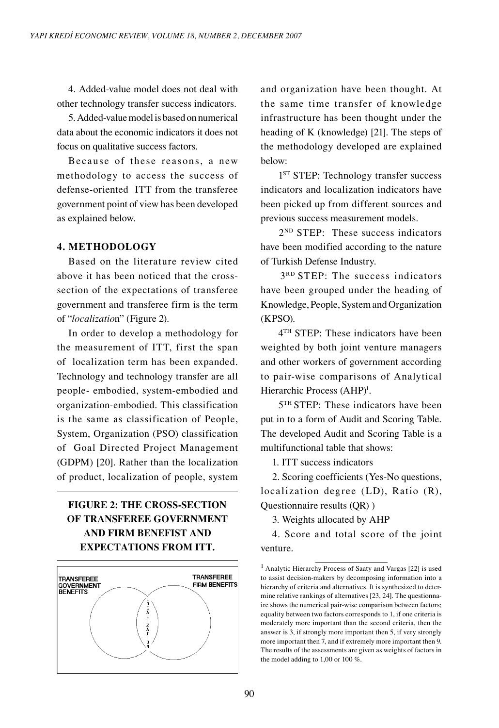4. Added-value model does not deal with other technology transfer success indicators.

5. Added-value model is based on numerical data about the economic indicators it does not focus on qualitative success factors.

Because of these reasons, a new methodology to access the success of defense-oriented ITT from the transferee government point of view has been developed as explained below.

## 4. METHODOLOGY

Based on the literature review cited above it has been noticed that the cross-section of the expectations of transferee government and transferee firm is the term of "*localizatio*n" (Figure 2).

In order to develop a methodology for the measurement of ITT, first the span of localization term has been expanded. Technology and technology transfer are all people- embodied, system-embodied and organization-embodied. This classification is the same as classification of People, System, Organization (PSO) classification of Goal Directed Project Management (GDPM) [20]. Rather than the localization of product, localization of people, system and organization have been thought. At the same time transfer of knowledge infrastructure has been thought under the heading of K (knowledge) [21]. The steps of the methodology developed are explained below:

**FIGURE 2: THE CROSS-SECTION OF TRANSFEREE GOVERNMENT AND FIRM BENEFIST AND EXPECTATIONS FROM ITT.**

TRANSFEREE GOVERNMENT BENEFITS

TRANSFEREE FIRM BENEFITS

LOCALIZATION

1ST STEP: Technology transfer success indicators and localization indicators have been picked up from different sources and previous success measurement models.

2ND STEP: These success indicators have been modified according to the nature of Turkish Defense Industry.

3RD STEP: The success indicators have been grouped under the heading of Knowledge, People, System and Organization (KPSO).

4TH STEP: These indicators have been weighted by both joint venture managers and other workers of government according to pair-wise comparisons of Analytical Hierarchic Process (AHP)[1].

5TH STEP: These indicators have been put in to a form of Audit and Scoring Table. The developed Audit and Scoring Table is a multifunctional table that shows:

1. ITT success indicators
2. Scoring coefficients (Yes-No questions, localization degree (LD), Ratio (R), Questionnaire results (QR) )
3. Weights allocated by AHP
4. Score and total score of the joint venture.

[1] Analytic Hierarchy Process of Saaty and Vargas [22] is used to assist decision-makers by decomposing information into a hierarchy of criteria and alternatives. It is synthesized to determine relative rankings of alternatives [23, 24]. The questionnaire shows the numerical pair-wise comparison between factors; equality between two factors corresponds to 1, if one criteria is moderately more important than the second criteria, then the answer is 3, if strongly more important then 5, if very strongly more important then 7, and if extremely more important then 9. The results of the assessments are given as weights of factors in the model adding to 1,00 or 100 %.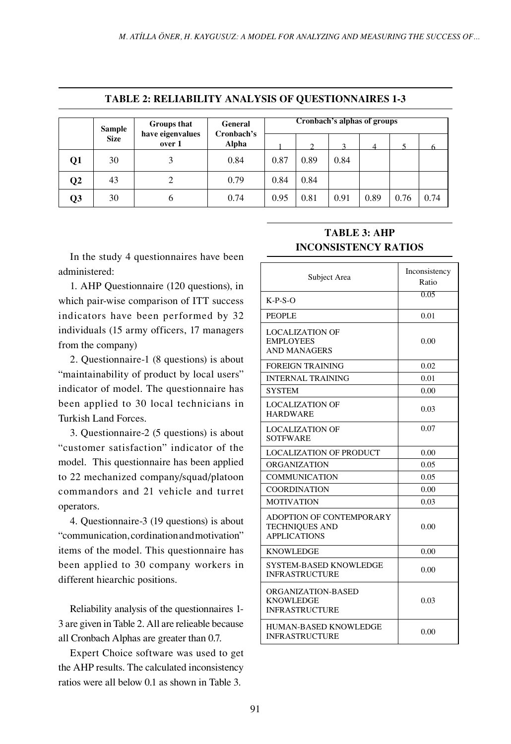**TABLE 2: RELIABILITY ANALYSIS OF QUESTIONNAIRES 1-3**

| | Sample Size | Groups that have eigenvalues over 1 | General Cronbach's Alpha | Cronbach's alphas of groups | | | | | |
|---|---|---|---|---|---|---|---|---|---|
| | | | | 1 | 2 | 3 | 4 | 5 | 6 |
| **Q1** | 30 | 3 | 0.84 | 0.87 | 0.89 | 0.84 | | | |
| **Q2** | 43 | 2 | 0.79 | 0.84 | 0.84 | | | | |
| **Q3** | 30 | 6 | 0.74 | 0.95 | 0.81 | 0.91 | 0.89 | 0.76 | 0.74 |

In the study 4 questionnaires have been administered:

1. AHP Questionnaire (120 questions), in which pair-wise comparison of ITT success indicators have been performed by 32 individuals (15 army officers, 17 managers from the company)

2. Questionnaire-1 (8 questions) is about "maintainability of product by local users" indicator of model. The questionnaire has been applied to 30 local technicians in Turkish Land Forces.

3. Questionnaire-2 (5 questions) is about "customer satisfaction" indicator of the model. This questionnaire has been applied to 22 mechanized company/squad/platoon commandors and 21 vehicle and turret operators.

4. Questionnaire-3 (19 questions) is about "communication, cordination and motivation" items of the model. This questionnaire has been applied to 30 company workers in different hiearchic positions.

Reliability analysis of the questionnaires 1-3 are given in Table 2. All are relieable because all Cronbach Alphas are greater than 0.7.

Expert Choice software was used to get the AHP results. The calculated inconsistency ratios were all below 0.1 as shown in Table 3.

**TABLE 3: AHP INCONSISTENCY RATIOS**

| Subject Area | Inconsistency Ratio |
|---|---|
| K-P-S-O | 0.05 |
| PEOPLE | 0.01 |
| LOCALIZATION OF EMPLOYEES AND MANAGERS | 0.00 |
| FOREIGN TRAINING | 0.02 |
| INTERNAL TRAINING | 0.01 |
| SYSTEM | 0.00 |
| LOCALIZATION OF HARDWARE | 0.03 |
| LOCALIZATION OF SOTFWARE | 0.07 |
| LOCALIZATION OF PRODUCT | 0.00 |
| ORGANIZATION | 0.05 |
| COMMUNICATION | 0.05 |
| COORDINATION | 0.00 |
| MOTIVATION | 0.03 |
| ADOPTION OF CONTEMPORARY TECHNIQUES AND APPLICATIONS | 0.00 |
| KNOWLEDGE | 0.00 |
| SYSTEM-BASED KNOWLEDGE INFRASTRUCTURE | 0.00 |
| ORGANIZATION-BASED KNOWLEDGE INFRASTRUCTURE | 0.03 |
| HUMAN-BASED KNOWLEDGE INFRASTRUCTURE | 0.00 |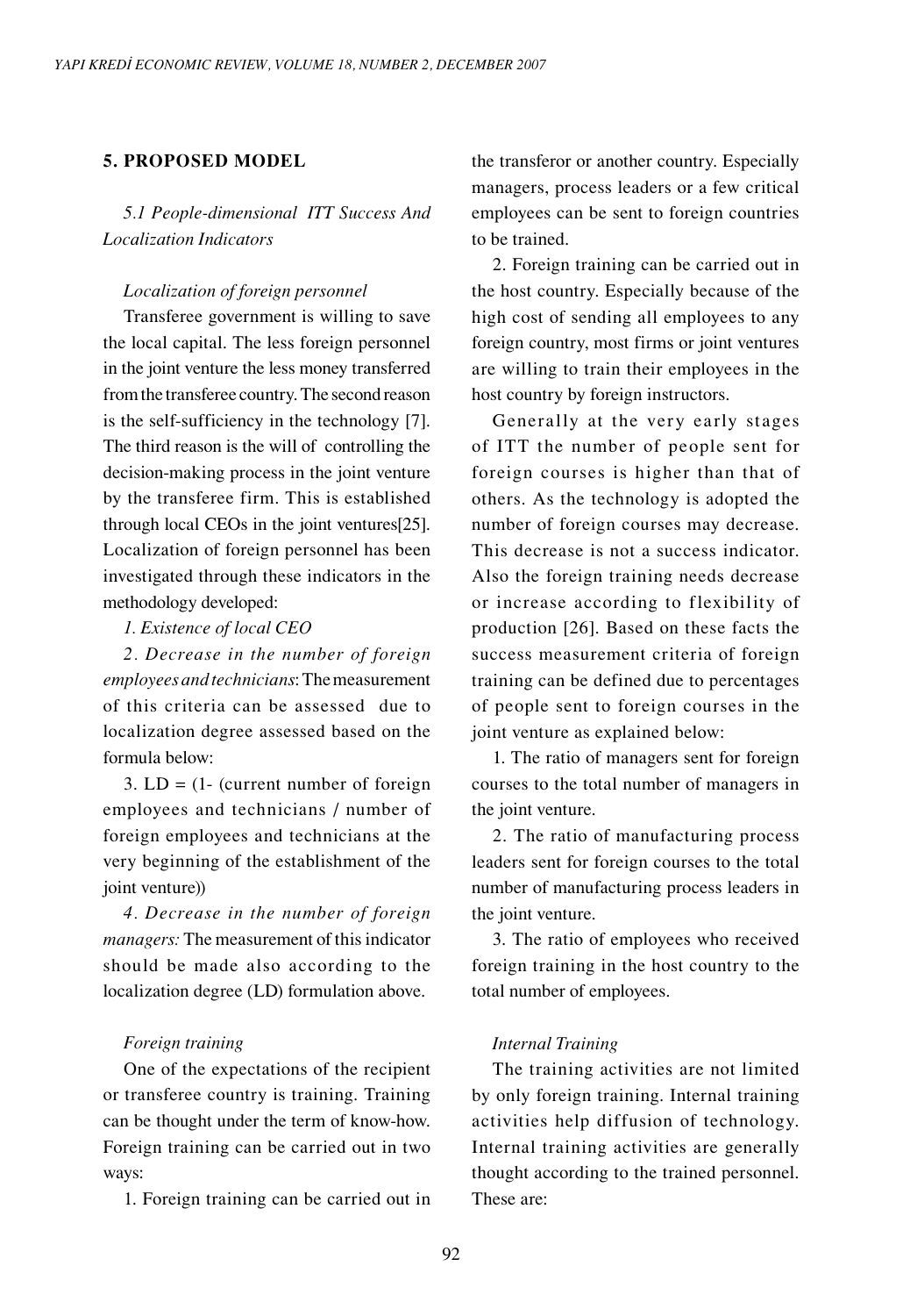## 5. PROPOSED MODEL

### *5.1 People-dimensional ITT Success And Localization Indicators*

#### *Localization of foreign personnel*

Transferee government is willing to save the local capital. The less foreign personnel in the joint venture the less money transferred from the transferee country. The second reason is the self-sufficiency in the technology [7]. The third reason is the will of controlling the decision-making process in the joint venture by the transferee firm. This is established through local CEOs in the joint ventures[25]. Localization of foreign personnel has been investigated through these indicators in the methodology developed:

*1. Existence of local CEO*

*2. Decrease in the number of foreign employees and technicians*: The measurement of this criteria can be assessed due to localization degree assessed based on the formula below:

3. LD = (1- (current number of foreign employees and technicians / number of foreign employees and technicians at the very beginning of the establishment of the joint venture))

*4. Decrease in the number of foreign managers:* The measurement of this indicator should be made also according to the localization degree (LD) formulation above.

#### *Foreign training*

One of the expectations of the recipient or transferee country is training. Training can be thought under the term of know-how. Foreign training can be carried out in two ways:

1. Foreign training can be carried out in the transferor or another country. Especially managers, process leaders or a few critical employees can be sent to foreign countries to be trained.

2. Foreign training can be carried out in the host country. Especially because of the high cost of sending all employees to any foreign country, most firms or joint ventures are willing to train their employees in the host country by foreign instructors.

Generally at the very early stages of ITT the number of people sent for foreign courses is higher than that of others. As the technology is adopted the number of foreign courses may decrease. This decrease is not a success indicator. Also the foreign training needs decrease or increase according to flexibility of production [26]. Based on these facts the success measurement criteria of foreign training can be defined due to percentages of people sent to foreign courses in the joint venture as explained below:

1. The ratio of managers sent for foreign courses to the total number of managers in the joint venture.

2. The ratio of manufacturing process leaders sent for foreign courses to the total number of manufacturing process leaders in the joint venture.

3. The ratio of employees who received foreign training in the host country to the total number of employees.

#### *Internal Training*

The training activities are not limited by only foreign training. Internal training activities help diffusion of technology. Internal training activities are generally thought according to the trained personnel. These are: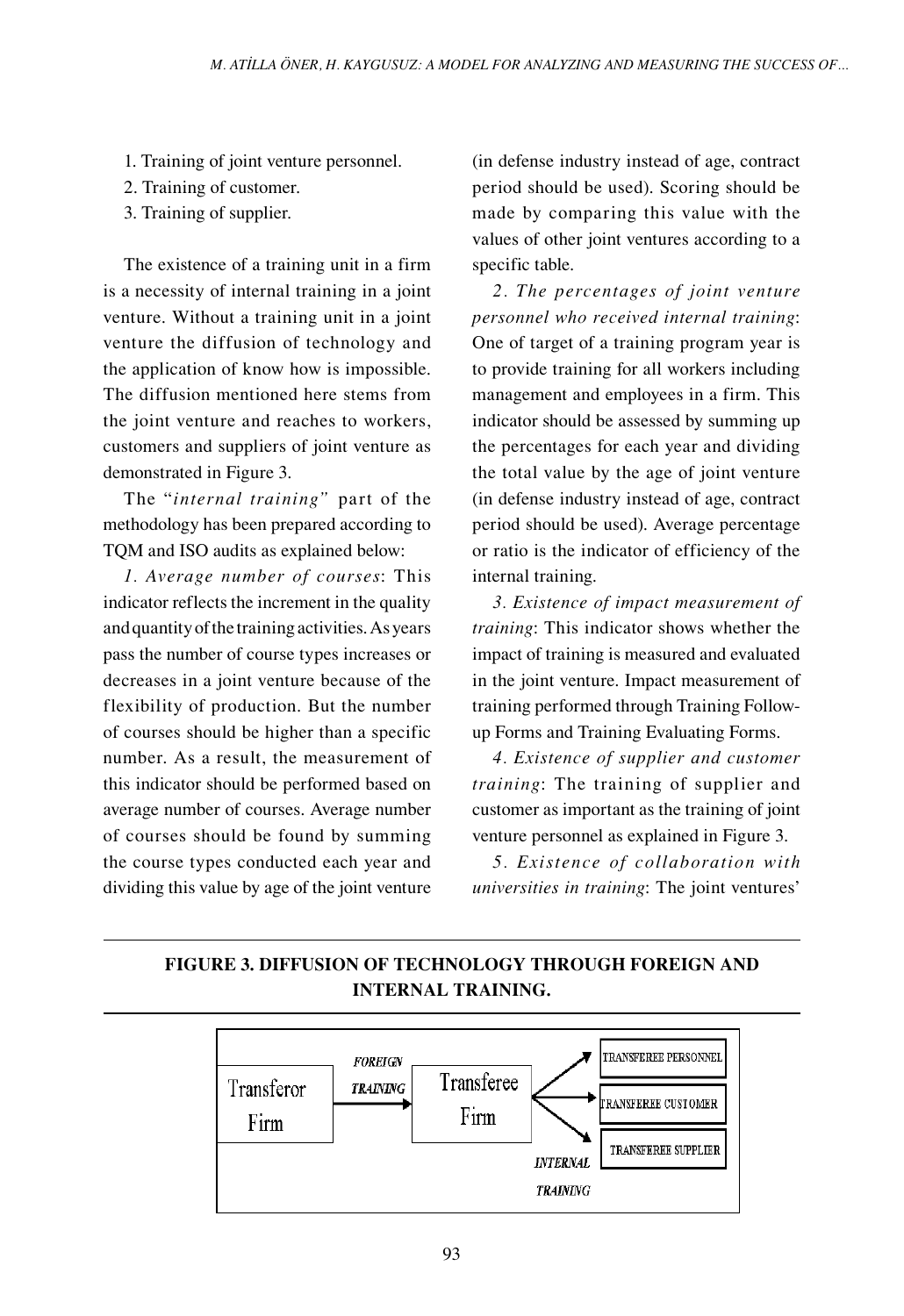1. Training of joint venture personnel.
2. Training of customer.
3. Training of supplier.

The existence of a training unit in a firm is a necessity of internal training in a joint venture. Without a training unit in a joint venture the diffusion of technology and the application of know how is impossible. The diffusion mentioned here stems from the joint venture and reaches to workers, customers and suppliers of joint venture as demonstrated in Figure 3.

The "*internal training"* part of the methodology has been prepared according to TQM and ISO audits as explained below:

*1. Average number of courses*: This indicator reflects the increment in the quality and quantity of the training activities. As years pass the number of course types increases or decreases in a joint venture because of the flexibility of production. But the number of courses should be higher than a specific number. As a result, the measurement of this indicator should be performed based on average number of courses. Average number of courses should be found by summing the course types conducted each year and dividing this value by age of the joint venture (in defense industry instead of age, contract period should be used). Scoring should be made by comparing this value with the values of other joint ventures according to a specific table.

*2. The percentages of joint venture personnel who received internal training*: One of target of a training program year is to provide training for all workers including management and employees in a firm. This indicator should be assessed by summing up the percentages for each year and dividing the total value by the age of joint venture (in defense industry instead of age, contract period should be used). Average percentage or ratio is the indicator of efficiency of the internal training.

*3. Existence of impact measurement of training*: This indicator shows whether the impact of training is measured and evaluated in the joint venture. Impact measurement of training performed through Training Follow-up Forms and Training Evaluating Forms.

*4. Existence of supplier and customer training*: The training of supplier and customer as important as the training of joint venture personnel as explained in Figure 3.

*5. Existence of collaboration with universities in training*: The joint ventures'

**FIGURE 3. DIFFUSION OF TECHNOLOGY THROUGH FOREIGN AND INTERNAL TRAINING.**

Transferor Firm → *FOREIGN TRAINING* → Transferee Firm → *INTERNAL TRAINING* → TRANSFEREE PERSONNEL / TRANSFEREE CUSTOMER / TRANSFEREE SUPPLIER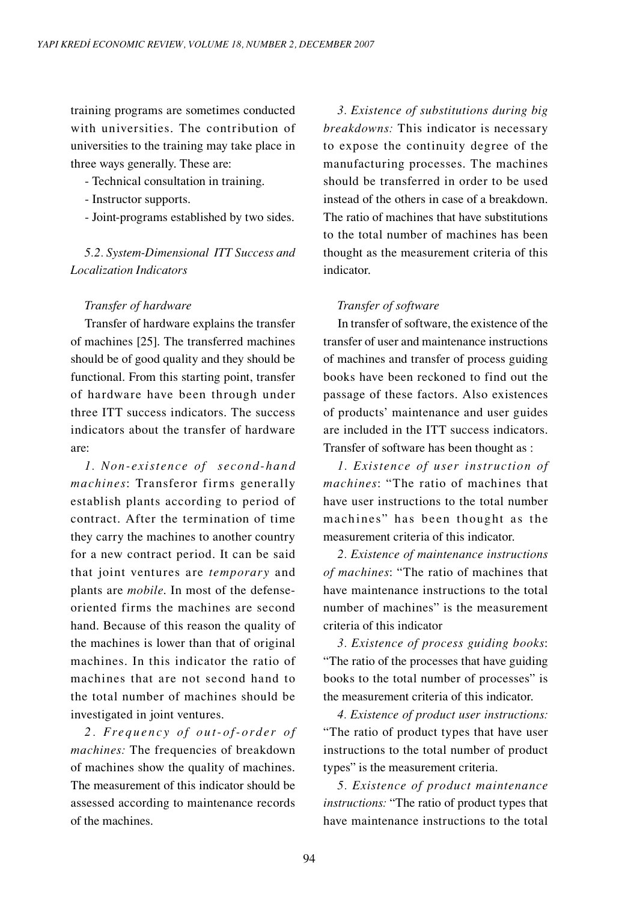training programs are sometimes conducted with universities. The contribution of universities to the training may take place in three ways generally. These are:

- Technical consultation in training.
- Instructor supports.
- Joint-programs established by two sides.

*5.2. System-Dimensional ITT Success and Localization Indicators*

*Transfer of hardware*

Transfer of hardware explains the transfer of machines [25]. The transferred machines should be of good quality and they should be functional. From this starting point, transfer of hardware have been through under three ITT success indicators. The success indicators about the transfer of hardware are:

*1. Non-existence of second-hand machines*: Transferor firms generally establish plants according to period of contract. After the termination of time they carry the machines to another country for a new contract period. It can be said that joint ventures are *temporary* and plants are *mobile*. In most of the defense-oriented firms the machines are second hand. Because of this reason the quality of the machines is lower than that of original machines. In this indicator the ratio of machines that are not second hand to the total number of machines should be investigated in joint ventures.

*2. Frequency of out-of-order of machines:* The frequencies of breakdown of machines show the quality of machines. The measurement of this indicator should be assessed according to maintenance records of the machines.

*3. Existence of substitutions during big breakdowns:* This indicator is necessary to expose the continuity degree of the manufacturing processes. The machines should be transferred in order to be used instead of the others in case of a breakdown. The ratio of machines that have substitutions to the total number of machines has been thought as the measurement criteria of this indicator.

*Transfer of software*

In transfer of software, the existence of the transfer of user and maintenance instructions of machines and transfer of process guiding books have been reckoned to find out the passage of these factors. Also existences of products' maintenance and user guides are included in the ITT success indicators. Transfer of software has been thought as :

*1. Existence of user instruction of machines*: "The ratio of machines that have user instructions to the total number machines" has been thought as the measurement criteria of this indicator.

*2. Existence of maintenance instructions of machines*: "The ratio of machines that have maintenance instructions to the total number of machines" is the measurement criteria of this indicator

*3. Existence of process guiding books*: "The ratio of the processes that have guiding books to the total number of processes" is the measurement criteria of this indicator.

*4. Existence of product user instructions:* "The ratio of product types that have user instructions to the total number of product types" is the measurement criteria.

*5. Existence of product maintenance instructions:* "The ratio of product types that have maintenance instructions to the total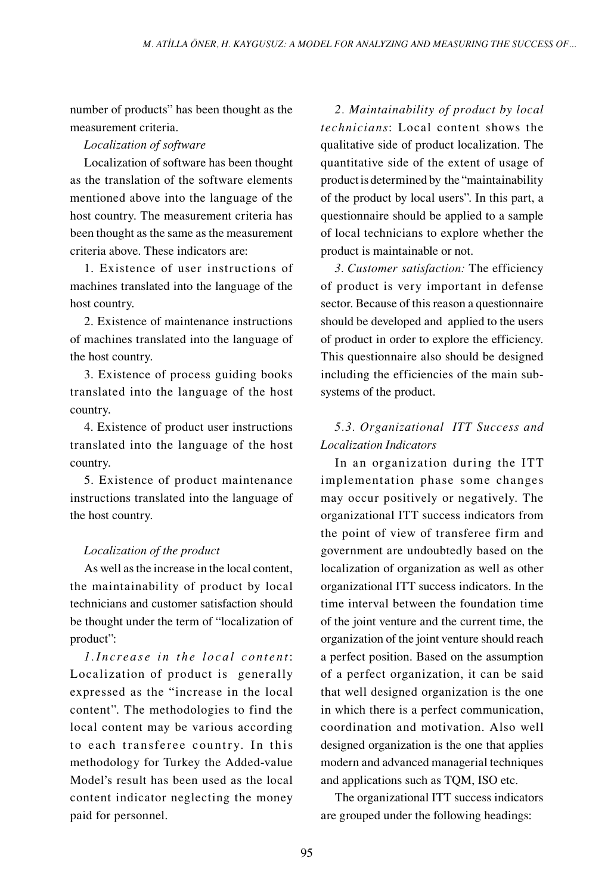number of products" has been thought as the measurement criteria.

*Localization of software*

Localization of software has been thought as the translation of the software elements mentioned above into the language of the host country. The measurement criteria has been thought as the same as the measurement criteria above. These indicators are:

1. Existence of user instructions of machines translated into the language of the host country.

2. Existence of maintenance instructions of machines translated into the language of the host country.

3. Existence of process guiding books translated into the language of the host country.

4. Existence of product user instructions translated into the language of the host country.

5. Existence of product maintenance instructions translated into the language of the host country.

*Localization of the product*

As well as the increase in the local content, the maintainability of product by local technicians and customer satisfaction should be thought under the term of "localization of product":

*1.Increase in the local content*: Localization of product is generally expressed as the "increase in the local content". The methodologies to find the local content may be various according to each transferee country. In this methodology for Turkey the Added-value Model's result has been used as the local content indicator neglecting the money paid for personnel.

*2. Maintainability of product by local technicians*: Local content shows the qualitative side of product localization. The quantitative side of the extent of usage of product is determined by the "maintainability of the product by local users". In this part, a questionnaire should be applied to a sample of local technicians to explore whether the product is maintainable or not.

*3. Customer satisfaction:* The efficiency of product is very important in defense sector. Because of this reason a questionnaire should be developed and applied to the users of product in order to explore the efficiency. This questionnaire also should be designed including the efficiencies of the main sub-systems of the product.

### *5.3. Organizational ITT Success and Localization Indicators*

In an organization during the ITT implementation phase some changes may occur positively or negatively. The organizational ITT success indicators from the point of view of transferee firm and government are undoubtedly based on the localization of organization as well as other organizational ITT success indicators. In the time interval between the foundation time of the joint venture and the current time, the organization of the joint venture should reach a perfect position. Based on the assumption of a perfect organization, it can be said that well designed organization is the one in which there is a perfect communication, coordination and motivation. Also well designed organization is the one that applies modern and advanced managerial techniques and applications such as TQM, ISO etc.

The organizational ITT success indicators are grouped under the following headings: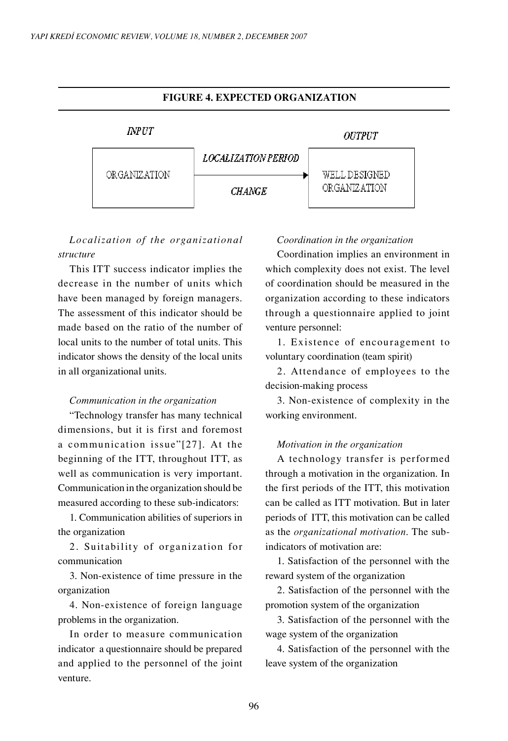**FIGURE 4. EXPECTED ORGANIZATION**

| INPUT | | OUTPUT |
|---|---|---|
| ORGANIZATION | LOCALIZATION PERIOD → CHANGE | WELL DESIGNED ORGANIZATION |

*Localization of the organizational structure*

This ITT success indicator implies the decrease in the number of units which have been managed by foreign managers. The assessment of this indicator should be made based on the ratio of the number of local units to the number of total units. This indicator shows the density of the local units in all organizational units.

*Communication in the organization*

"Technology transfer has many technical dimensions, but it is first and foremost a communication issue"[27]. At the beginning of the ITT, throughout ITT, as well as communication is very important. Communication in the organization should be measured according to these sub-indicators:

1. Communication abilities of superiors in the organization
2. Suitability of organization for communication
3. Non-existence of time pressure in the organization
4. Non-existence of foreign language problems in the organization.

In order to measure communication indicator a questionnaire should be prepared and applied to the personnel of the joint venture.

*Coordination in the organization*

Coordination implies an environment in which complexity does not exist. The level of coordination should be measured in the organization according to these indicators through a questionnaire applied to joint venture personnel:

1. Existence of encouragement to voluntary coordination (team spirit)
2. Attendance of employees to the decision-making process
3. Non-existence of complexity in the working environment.

*Motivation in the organization*

A technology transfer is performed through a motivation in the organization. In the first periods of the ITT, this motivation can be called as ITT motivation. But in later periods of ITT, this motivation can be called as the *organizational motivation*. The sub-indicators of motivation are:

1. Satisfaction of the personnel with the reward system of the organization
2. Satisfaction of the personnel with the promotion system of the organization
3. Satisfaction of the personnel with the wage system of the organization
4. Satisfaction of the personnel with the leave system of the organization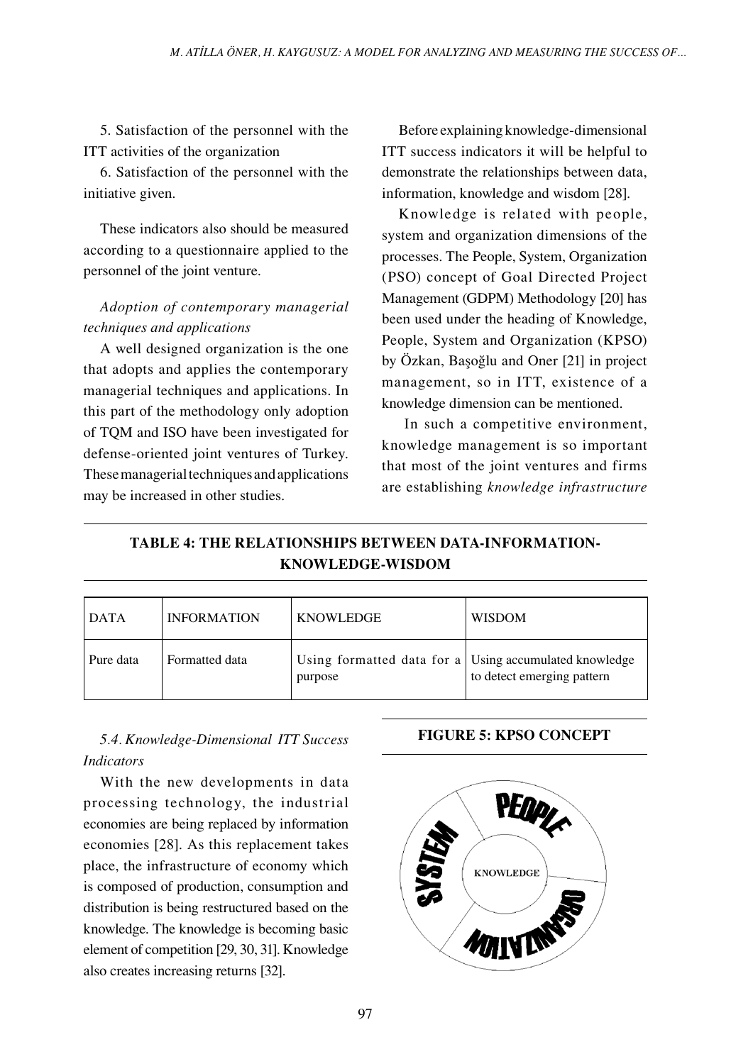5. Satisfaction of the personnel with the ITT activities of the organization

6. Satisfaction of the personnel with the initiative given.

These indicators also should be measured according to a questionnaire applied to the personnel of the joint venture.

*Adoption of contemporary managerial techniques and applications*

A well designed organization is the one that adopts and applies the contemporary managerial techniques and applications. In this part of the methodology only adoption of TQM and ISO have been investigated for defense-oriented joint ventures of Turkey. These managerial techniques and applications may be increased in other studies.

Before explaining knowledge-dimensional ITT success indicators it will be helpful to demonstrate the relationships between data, information, knowledge and wisdom [28].

Knowledge is related with people, system and organization dimensions of the processes. The People, System, Organization (PSO) concept of Goal Directed Project Management (GDPM) Methodology [20] has been used under the heading of Knowledge, People, System and Organization (KPSO) by Özkan, Başoğlu and Oner [21] in project management, so in ITT, existence of a knowledge dimension can be mentioned.

In such a competitive environment, knowledge management is so important that most of the joint ventures and firms are establishing *knowledge infrastructure*

**TABLE 4: THE RELATIONSHIPS BETWEEN DATA-INFORMATION-KNOWLEDGE-WISDOM**

| DATA | INFORMATION | KNOWLEDGE | WISDOM |
|---|---|---|---|
| Pure data | Formatted data | Using formatted data for a purpose | Using accumulated knowledge to detect emerging pattern |

### *5.4. Knowledge-Dimensional ITT Success Indicators*

With the new developments in data processing technology, the industrial economies are being replaced by information economies [28]. As this replacement takes place, the infrastructure of economy which is composed of production, consumption and distribution is being restructured based on the knowledge. The knowledge is becoming basic element of competition [29, 30, 31]. Knowledge also creates increasing returns [32].

**FIGURE 5: KPSO CONCEPT**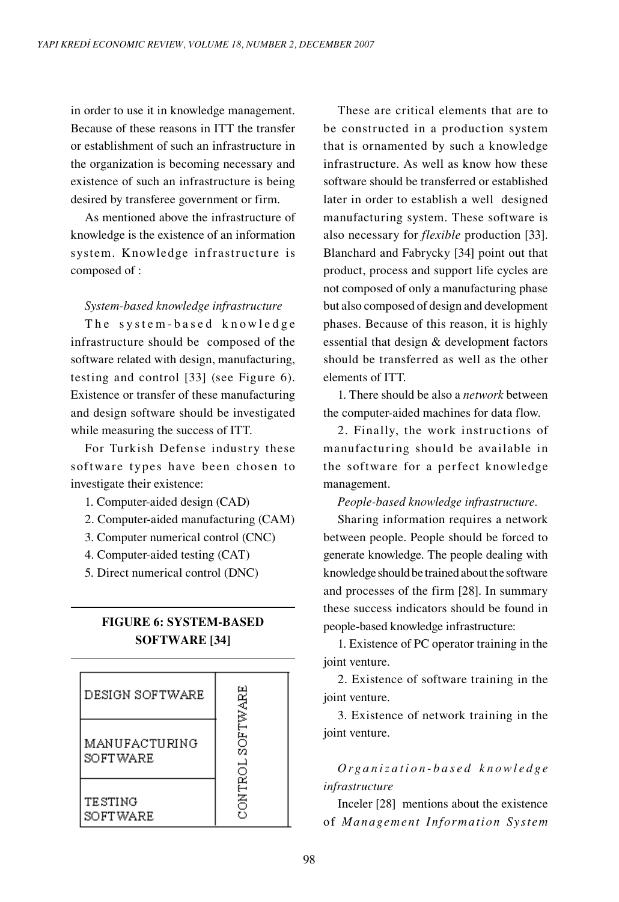in order to use it in knowledge management. Because of these reasons in ITT the transfer or establishment of such an infrastructure in the organization is becoming necessary and existence of such an infrastructure is being desired by transferee government or firm.

As mentioned above the infrastructure of knowledge is the existence of an information system. Knowledge infrastructure is composed of :

*System-based knowledge infrastructure*

The system-based knowledge infrastructure should be composed of the software related with design, manufacturing, testing and control [33] (see Figure 6). Existence or transfer of these manufacturing and design software should be investigated while measuring the success of ITT.

For Turkish Defense industry these software types have been chosen to investigate their existence:

1. Computer-aided design (CAD)
2. Computer-aided manufacturing (CAM)
3. Computer numerical control (CNC)
4. Computer-aided testing (CAT)
5. Direct numerical control (DNC)

**FIGURE 6: SYSTEM-BASED SOFTWARE [34]**

| DESIGN SOFTWARE | CONTROL SOFTWARE |
|---|---|
| MANUFACTURING SOFTWARE | |
| TESTING SOFTWARE | |

These are critical elements that are to be constructed in a production system that is ornamented by such a knowledge infrastructure. As well as know how these software should be transferred or established later in order to establish a well designed manufacturing system. These software is also necessary for *flexible* production [33]. Blanchard and Fabrycky [34] point out that product, process and support life cycles are not composed of only a manufacturing phase but also composed of design and development phases. Because of this reason, it is highly essential that design & development factors should be transferred as well as the other elements of ITT.

1. There should be also a *network* between the computer-aided machines for data flow.
2. Finally, the work instructions of manufacturing should be available in the software for a perfect knowledge management.

*People-based knowledge infrastructure.*

Sharing information requires a network between people. People should be forced to generate knowledge. The people dealing with knowledge should be trained about the software and processes of the firm [28]. In summary these success indicators should be found in people-based knowledge infrastructure:

1. Existence of PC operator training in the joint venture.
2. Existence of software training in the joint venture.
3. Existence of network training in the joint venture.

*Organization-based knowledge infrastructure*

Inceler [28] mentions about the existence of *Management Information System*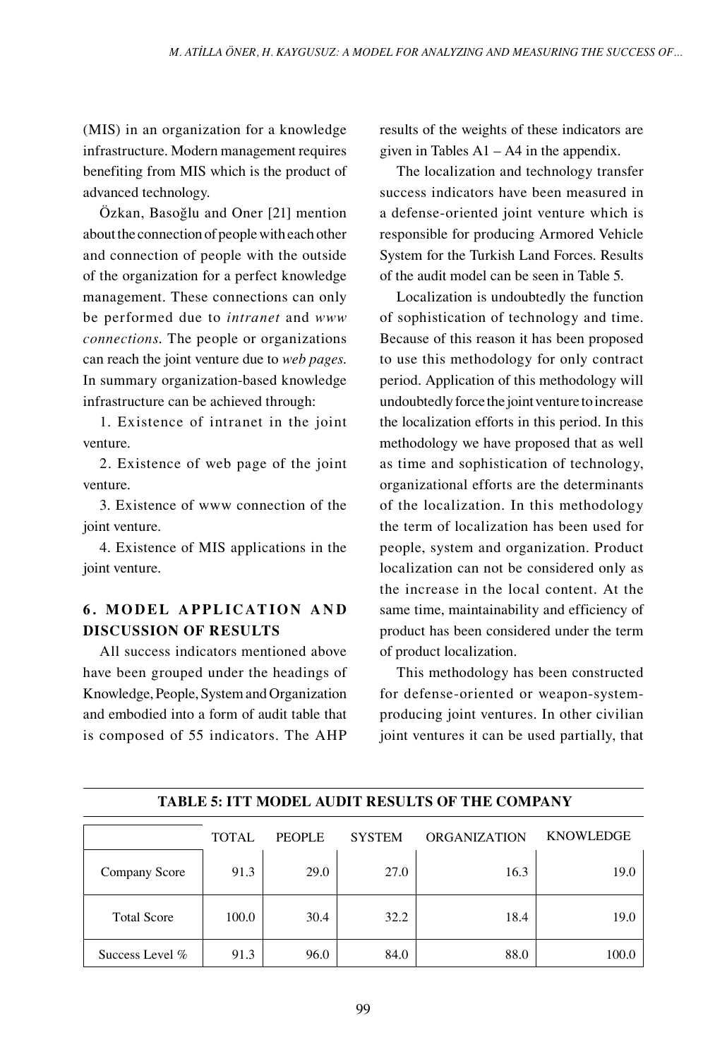(MIS) in an organization for a knowledge infrastructure. Modern management requires benefiting from MIS which is the product of advanced technology.

Özkan, Basoğlu and Oner [21] mention about the connection of people with each other and connection of people with the outside of the organization for a perfect knowledge management. These connections can only be performed due to *intranet* and *www connections*. The people or organizations can reach the joint venture due to *web pages*. In summary organization-based knowledge infrastructure can be achieved through:

1. Existence of intranet in the joint venture.
2. Existence of web page of the joint venture.
3. Existence of www connection of the joint venture.
4. Existence of MIS applications in the joint venture.

## 6. MODEL APPLICATION AND DISCUSSION OF RESULTS

All success indicators mentioned above have been grouped under the headings of Knowledge, People, System and Organization and embodied into a form of audit table that is composed of 55 indicators. The AHP results of the weights of these indicators are given in Tables A1 – A4 in the appendix.

The localization and technology transfer success indicators have been measured in a defense-oriented joint venture which is responsible for producing Armored Vehicle System for the Turkish Land Forces. Results of the audit model can be seen in Table 5.

Localization is undoubtedly the function of sophistication of technology and time. Because of this reason it has been proposed to use this methodology for only contract period. Application of this methodology will undoubtedly force the joint venture to increase the localization efforts in this period. In this methodology we have proposed that as well as time and sophistication of technology, organizational efforts are the determinants of the localization. In this methodology the term of localization has been used for people, system and organization. Product localization can not be considered only as the increase in the local content. At the same time, maintainability and efficiency of product has been considered under the term of product localization.

This methodology has been constructed for defense-oriented or weapon-system-producing joint ventures. In other civilian joint ventures it can be used partially, that

**TABLE 5: ITT MODEL AUDIT RESULTS OF THE COMPANY**

| | TOTAL | PEOPLE | SYSTEM | ORGANIZATION | KNOWLEDGE |
|---|---|---|---|---|---|
| Company Score | 91.3 | 29.0 | 27.0 | 16.3 | 19.0 |
| Total Score | 100.0 | 30.4 | 32.2 | 18.4 | 19.0 |
| Success Level % | 91.3 | 96.0 | 84.0 | 88.0 | 100.0 |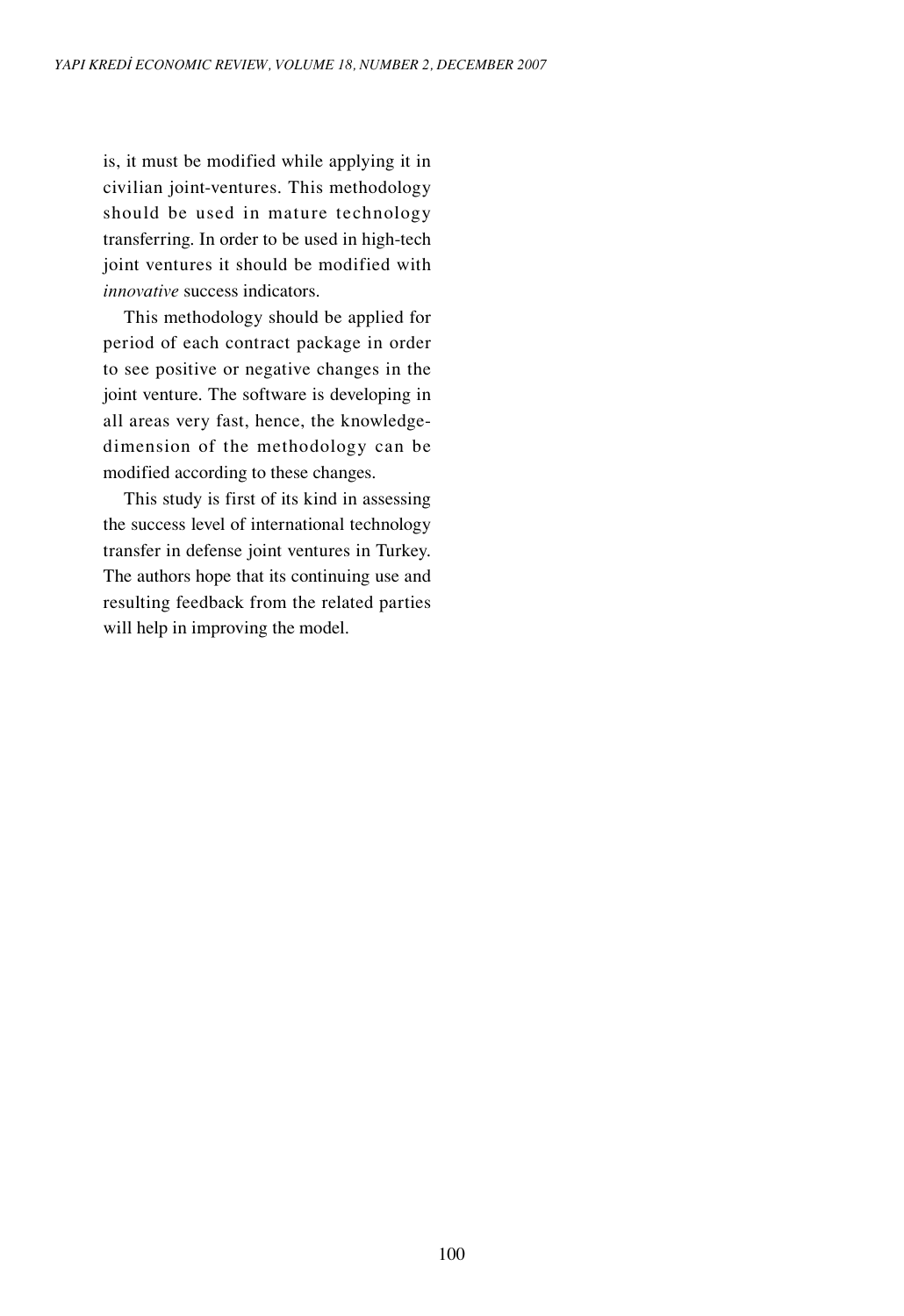is, it must be modified while applying it in civilian joint-ventures. This methodology should be used in mature technology transferring. In order to be used in high-tech joint ventures it should be modified with *innovative* success indicators.

This methodology should be applied for period of each contract package in order to see positive or negative changes in the joint venture. The software is developing in all areas very fast, hence, the knowledge-dimension of the methodology can be modified according to these changes.

This study is first of its kind in assessing the success level of international technology transfer in defense joint ventures in Turkey. The authors hope that its continuing use and resulting feedback from the related parties will help in improving the model.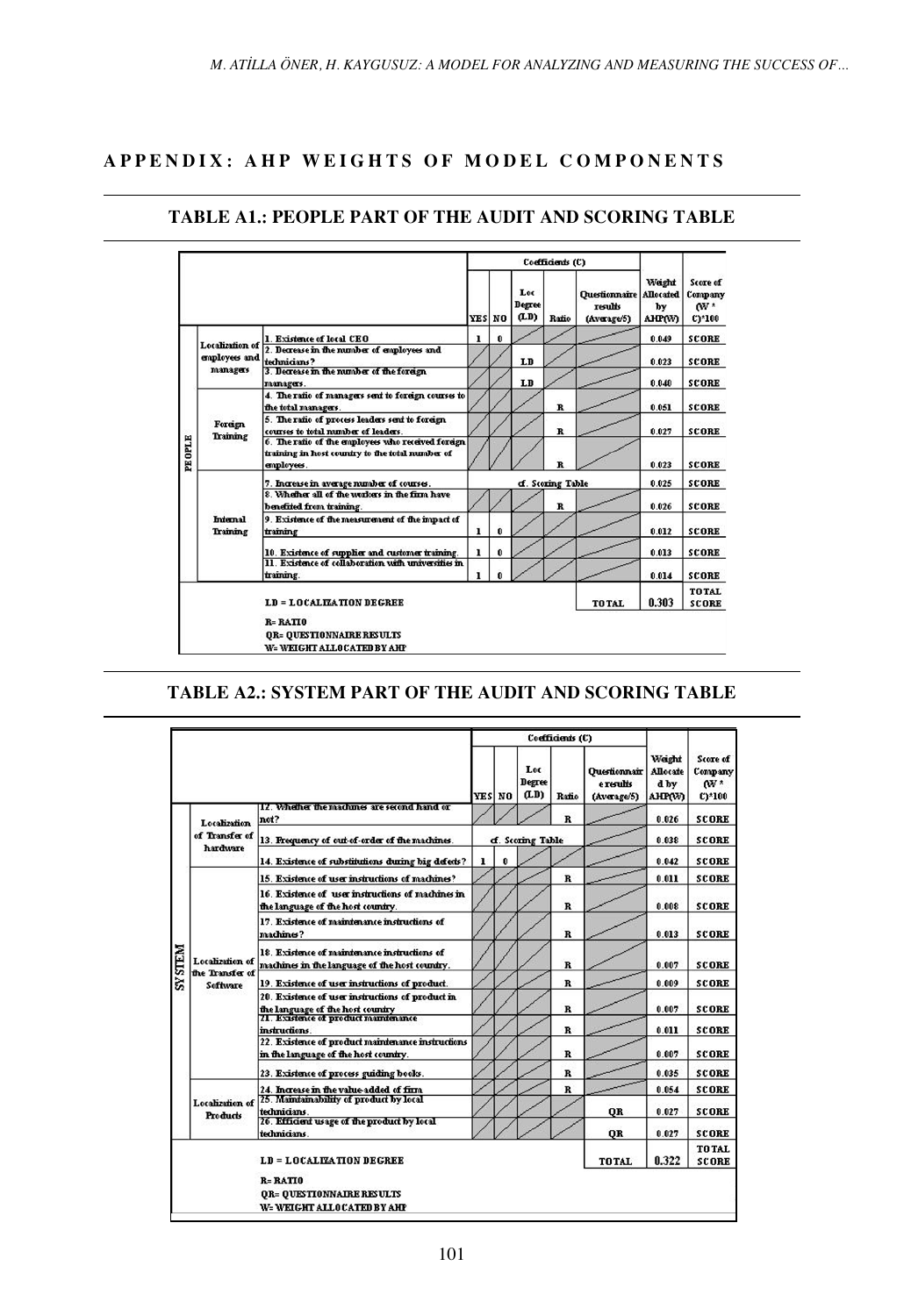## APPENDIX: AHP WEIGHTS OF MODEL COMPONENTS

### TABLE A1.: PEOPLE PART OF THE AUDIT AND SCORING TABLE

| | | | Coefficients (C) | | | | | Weight Allocated by AHP(W) | Score of Company (W * C)*100 |
|---|---|---|---|---|---|---|---|---|---|
| | | | YES | NO | Loc Degree (LD) | Ratio | Questionnaire results (Average/5) | | |
| PEOPLE | Localization of employees and managers | 1. Existence of local CEO | 1 | 0 | | | | 0.049 | SCORE |
| | | 2. Decrease in the number of employees and technicians? | | | LD | | | 0.023 | SCORE |
| | | 3. Decrease in the number of the foreign managers. | | | LD | | | 0.040 | SCORE |
| | Foreign Training | 4. The ratio of managers sent to foreign courses to the total managers. | | | | R | | 0.051 | SCORE |
| | | 5. The ratio of process leaders sent to foreign courses to total number of leaders. | | | | R | | 0.027 | SCORE |
| | | 6. The ratio of the employees who received foreign training in host country to the total number of employees. | | | | R | | 0.023 | SCORE |
| | Internal Training | 7. Increase in average number of courses. | cf. Scoring Table | | | | | 0.025 | SCORE |
| | | 8. Whether all of the workers in the firm have benefited from training. | | | | R | | 0.026 | SCORE |
| | | 9. Existence of the measurement of the impact of training | 1 | 0 | | | | 0.012 | SCORE |
| | | 10. Existence of supplier and customer training. | 1 | 0 | | | | 0.013 | SCORE |
| | | 11. Existence of collaboration with universities in training. | 1 | 0 | | | | 0.014 | SCORE |
| | | LD = LOCALIZATION DEGREE | | | | | TOTAL | 0.303 | TOTAL SCORE |

R= RATIO
QR= QUESTIONNAIRE RESULTS
W= WEIGHT ALLOCATED BY AHP

### TABLE A2.: SYSTEM PART OF THE AUDIT AND SCORING TABLE

| | | | Coefficients (C) | | | | | Weight Allocated by AHP(W) | Score of Company (W * C)*100 |
|---|---|---|---|---|---|---|---|---|---|
| | | | YES | NO | Loc Degree (LD) | Ratio | Questionnaire results (Average/5) | | |
| SYSTEM | Localization of Transfer of hardware | 12. Whether the machines are second hand or not? | | | | R | | 0.026 | SCORE |
| | | 13. Frequency of out-of-order of the machines. | cf. Scoring Table | | | | | 0.038 | SCORE |
| | | 14. Existence of substitutions during big defects? | 1 | 0 | | | | 0.042 | SCORE |
| | Localization of the Transfer of Software | 15. Existence of user instructions of machines? | | | | R | | 0.011 | SCORE |
| | | 16. Existence of user instructions of machines in the language of the host country. | | | | R | | 0.008 | SCORE |
| | | 17. Existence of maintenance instructions of machines? | | | | R | | 0.013 | SCORE |
| | | 18. Existence of maintenance instructions of machines in the language of the host country. | | | | R | | 0.007 | SCORE |
| | | 19. Existence of user instructions of product. | | | | R | | 0.009 | SCORE |
| | | 20. Existence of user instructions of product in the language of the host country | | | | R | | 0.007 | SCORE |
| | | 21. Existence of product maintenance instructions. | | | | R | | 0.011 | SCORE |
| | | 22. Existence of product maintenance instructions in the language of the host country. | | | | R | | 0.007 | SCORE |
| | | 23. Existence of process guiding books. | | | | R | | 0.035 | SCORE |
| | Localization of Products | 24. Increase in the value-added of firm | | | | R | | 0.054 | SCORE |
| | | 25. Maintainability of product by local technicians. | | | | | QR | 0.027 | SCORE |
| | | 26. Efficient usage of the product by local technicians. | | | | | QR | 0.027 | SCORE |
| | | LD = LOCALIZATION DEGREE | | | | | TOTAL | 0.322 | TOTAL SCORE |

R= RATIO
QR= QUESTIONNAIRE RESULTS
W= WEIGHT ALLOCATED BY AHP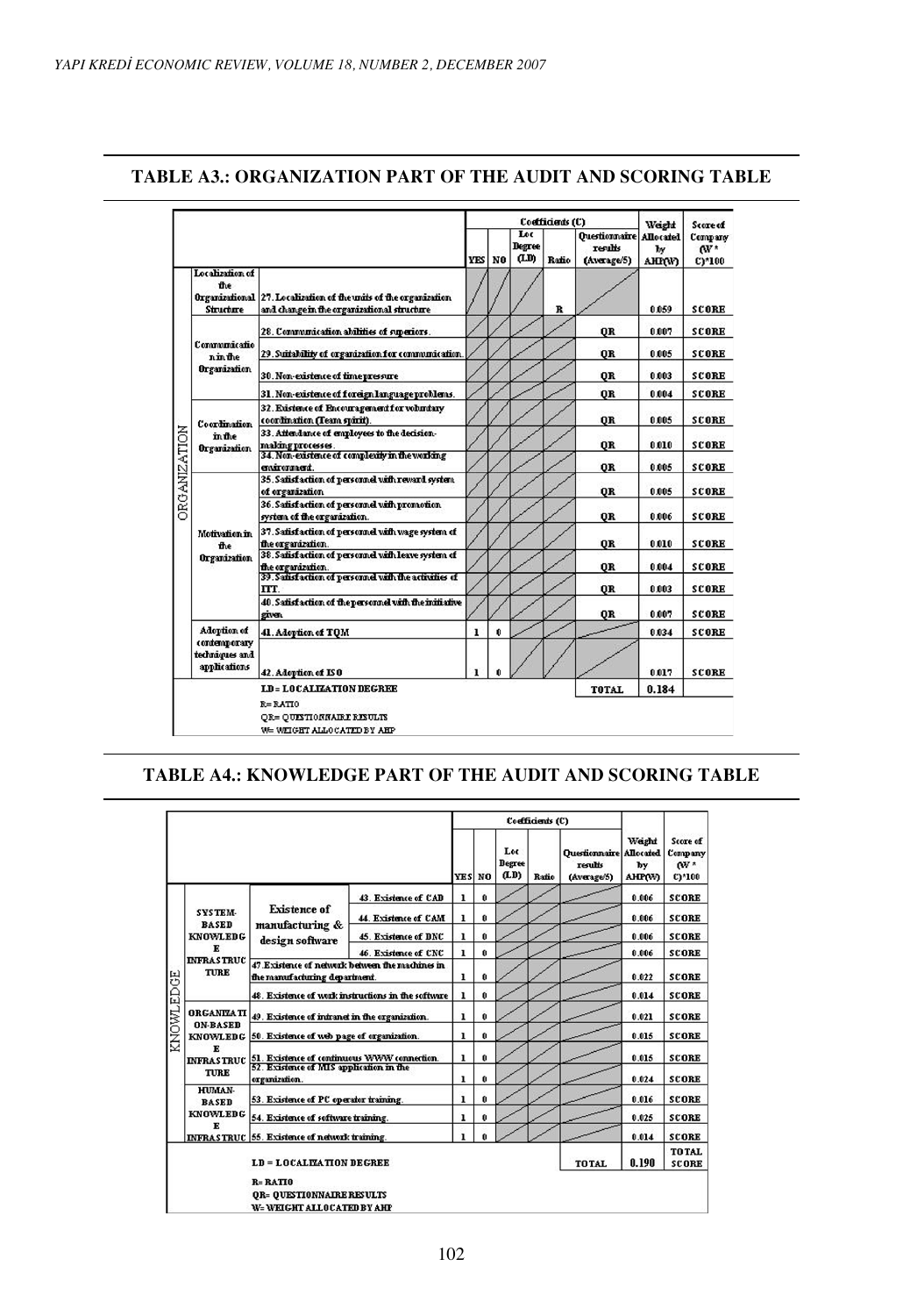## TABLE A3.: ORGANIZATION PART OF THE AUDIT AND SCORING TABLE

| | | | Coefficients (C) | | | | | Weight Allocated by AHP(W) | Score of Company (W * C)*100 |
|---|---|---|---|---|---|---|---|---|---|
| | | | YES | NO | Loc Degree (LD) | Ratio | Questionnaire results (Average/5) | | |
| ORGANIZATION | Localization of the Organizational Structure | 27. Localization of the units of the organization and change in the organizational structure | | | | R | | 0.059 | SCORE |
| | Communication in the Organization | 28. Communication abilities of superiors. | | | | | QR | 0.007 | SCORE |
| | | 29. Suitability of organization for communication. | | | | | QR | 0.005 | SCORE |
| | | 30. Non-existence of time pressure | | | | | QR | 0.003 | SCORE |
| | | 31. Non-existence of foreign language problems. | | | | | QR | 0.004 | SCORE |
| | Coordination in the Organization | 32. Existence of Encouragement for voluntary coordination (Team spirit). | | | | | QR | 0.005 | SCORE |
| | | 33. Attendance of employees to the decision-making processes. | | | | | QR | 0.010 | SCORE |
| | | 34. Non-existence of complexity in the working environment. | | | | | QR | 0.005 | SCORE |
| | Motivation in the Organization | 35. Satisfaction of personnel with reward system of organization | | | | | QR | 0.005 | SCORE |
| | | 36. Satisfaction of personnel with promotion system of the organization. | | | | | QR | 0.006 | SCORE |
| | | 37. Satisfaction of personnel with wage system of the organization. | | | | | QR | 0.010 | SCORE |
| | | 38. Satisfaction of personnel with leave system of the organization. | | | | | QR | 0.004 | SCORE |
| | | 39. Satisfaction of personnel with the activities of ITT. | | | | | QR | 0.003 | SCORE |
| | | 40. Satisfaction of the personnel with the initiative given | | | | | QR | 0.007 | SCORE |
| | Adoption of contemporary techniques and applications | 41. Adoption of TQM | 1 | 0 | | | | 0.034 | SCORE |
| | | 42. Adoption of ISO | 1 | 0 | | | | 0.017 | SCORE |
| | LD = LOCALIZATION DEGREE | | | | | | TOTAL | 0.184 | |

R= RATIO
QR= QUESTIONNAIRE RESULTS
W= WEIGHT ALLOCATED BY AHP

## TABLE A4.: KNOWLEDGE PART OF THE AUDIT AND SCORING TABLE

| | | | | Coefficients (C) | | | | | Weight Allocated by AHP(W) | Score of Company (W * C)*100 |
|---|---|---|---|---|---|---|---|---|---|---|
| | | | | YES | NO | Loc Degree (LD) | Ratio | Questionnaire results (Average/5) | | |
| KNOWLEDGE | SYSTEM-BASED KNOWLEDGE INFRASTRUCTURE | Existence of manufacturing & design software | 43. Existence of CAD | 1 | 0 | | | | 0.006 | SCORE |
| | | | 44. Existence of CAM | 1 | 0 | | | | 0.006 | SCORE |
| | | | 45. Existence of DNC | 1 | 0 | | | | 0.006 | SCORE |
| | | | 46. Existence of CNC | 1 | 0 | | | | 0.006 | SCORE |
| | | 47. Existence of network between the machines in the manufacturing department. | | 1 | 0 | | | | 0.022 | SCORE |
| | | 48. Existence of work instructions in the software | | 1 | 0 | | | | 0.014 | SCORE |
| | ORGANIZATION-BASED KNOWLEDGE INFRASTRUCTURE | 49. Existence of intranet in the organization. | | 1 | 0 | | | | 0.021 | SCORE |
| | | 50. Existence of web page of organization. | | 1 | 0 | | | | 0.015 | SCORE |
| | | 51. Existence of continuous WWW connection. | | 1 | 0 | | | | 0.015 | SCORE |
| | | 52. Existence of MIS application in the organization. | | 1 | 0 | | | | 0.024 | SCORE |
| | HUMAN-BASED KNOWLEDGE INFRASTRUCTURE | 53. Existence of PC operator training. | | 1 | 0 | | | | 0.016 | SCORE |
| | | 54. Existence of software training. | | 1 | 0 | | | | 0.025 | SCORE |
| | | 55. Existence of network training. | | 1 | 0 | | | | 0.014 | SCORE |
| | LD = LOCALIZATION DEGREE | | | | | | | TOTAL | 0.190 | TOTAL SCORE |

R= RATIO
QR= QUESTIONNAIRE RESULTS
W= WEIGHT ALLOCATED BY AHP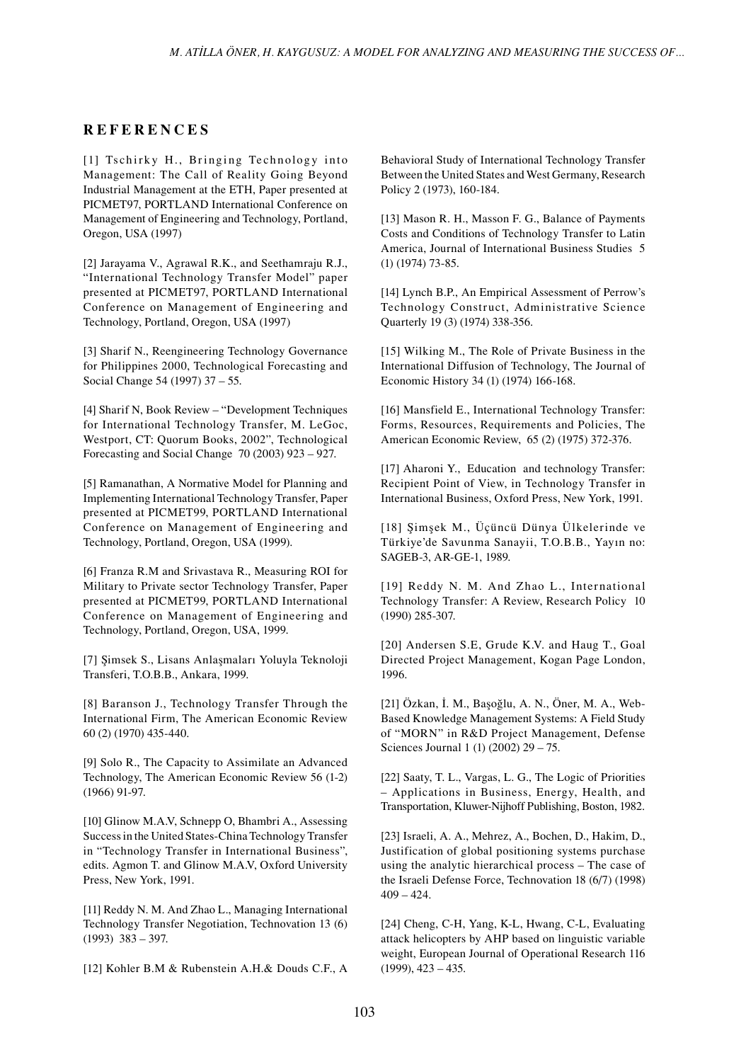## REFERENCES

[1] Tschirky H., Bringing Technology into Management: The Call of Reality Going Beyond Industrial Management at the ETH, Paper presented at PICMET97, PORTLAND International Conference on Management of Engineering and Technology, Portland, Oregon, USA (1997)

[2] Jarayama V., Agrawal R.K., and Seethamraju R.J., "International Technology Transfer Model" paper presented at PICMET97, PORTLAND International Conference on Management of Engineering and Technology, Portland, Oregon, USA (1997)

[3] Sharif N., Reengineering Technology Governance for Philippines 2000, Technological Forecasting and Social Change 54 (1997) 37 – 55.

[4] Sharif N, Book Review – "Development Techniques for International Technology Transfer, M. LeGoc, Westport, CT: Quorum Books, 2002", Technological Forecasting and Social Change 70 (2003) 923 – 927.

[5] Ramanathan, A Normative Model for Planning and Implementing International Technology Transfer, Paper presented at PICMET99, PORTLAND International Conference on Management of Engineering and Technology, Portland, Oregon, USA (1999).

[6] Franza R.M and Srivastava R., Measuring ROI for Military to Private sector Technology Transfer, Paper presented at PICMET99, PORTLAND International Conference on Management of Engineering and Technology, Portland, Oregon, USA, 1999.

[7] Şimsek S., Lisans Anlaşmaları Yoluyla Teknoloji Transferi, T.O.B.B., Ankara, 1999.

[8] Baranson J., Technology Transfer Through the International Firm, The American Economic Review 60 (2) (1970) 435-440.

[9] Solo R., The Capacity to Assimilate an Advanced Technology, The American Economic Review 56 (1-2) (1966) 91-97.

[10] Glinow M.A.V, Schnepp O, Bhambri A., Assessing Success in the United States-China Technology Transfer in "Technology Transfer in International Business", edits. Agmon T. and Glinow M.A.V, Oxford University Press, New York, 1991.

[11] Reddy N. M. And Zhao L., Managing International Technology Transfer Negotiation, Technovation 13 (6) (1993) 383 – 397.

[12] Kohler B.M & Rubenstein A.H.& Douds C.F., A Behavioral Study of International Technology Transfer Between the United States and West Germany, Research Policy 2 (1973), 160-184.

[13] Mason R. H., Masson F. G., Balance of Payments Costs and Conditions of Technology Transfer to Latin America, Journal of International Business Studies 5 (1) (1974) 73-85.

[14] Lynch B.P., An Empirical Assessment of Perrow's Technology Construct, Administrative Science Quarterly 19 (3) (1974) 338-356.

[15] Wilking M., The Role of Private Business in the International Diffusion of Technology, The Journal of Economic History 34 (1) (1974) 166-168.

[16] Mansfield E., International Technology Transfer: Forms, Resources, Requirements and Policies, The American Economic Review, 65 (2) (1975) 372-376.

[17] Aharoni Y., Education and technology Transfer: Recipient Point of View, in Technology Transfer in International Business, Oxford Press, New York, 1991.

[18] Şimşek M., Üçüncü Dünya Ülkelerinde ve Türkiye'de Savunma Sanayii, T.O.B.B., Yayın no: SAGEB-3, AR-GE-1, 1989.

[19] Reddy N. M. And Zhao L., International Technology Transfer: A Review, Research Policy 10 (1990) 285-307.

[20] Andersen S.E, Grude K.V. and Haug T., Goal Directed Project Management, Kogan Page London, 1996.

[21] Özkan, İ. M., Başoğlu, A. N., Öner, M. A., Web-Based Knowledge Management Systems: A Field Study of "MORN" in R&D Project Management, Defense Sciences Journal 1 (1) (2002) 29 – 75.

[22] Saaty, T. L., Vargas, L. G., The Logic of Priorities – Applications in Business, Energy, Health, and Transportation, Kluwer-Nijhoff Publishing, Boston, 1982.

[23] Israeli, A. A., Mehrez, A., Bochen, D., Hakim, D., Justification of global positioning systems purchase using the analytic hierarchical process – The case of the Israeli Defense Force, Technovation 18 (6/7) (1998) 409 – 424.

[24] Cheng, C-H, Yang, K-L, Hwang, C-L, Evaluating attack helicopters by AHP based on linguistic variable weight, European Journal of Operational Research 116 (1999), 423 – 435.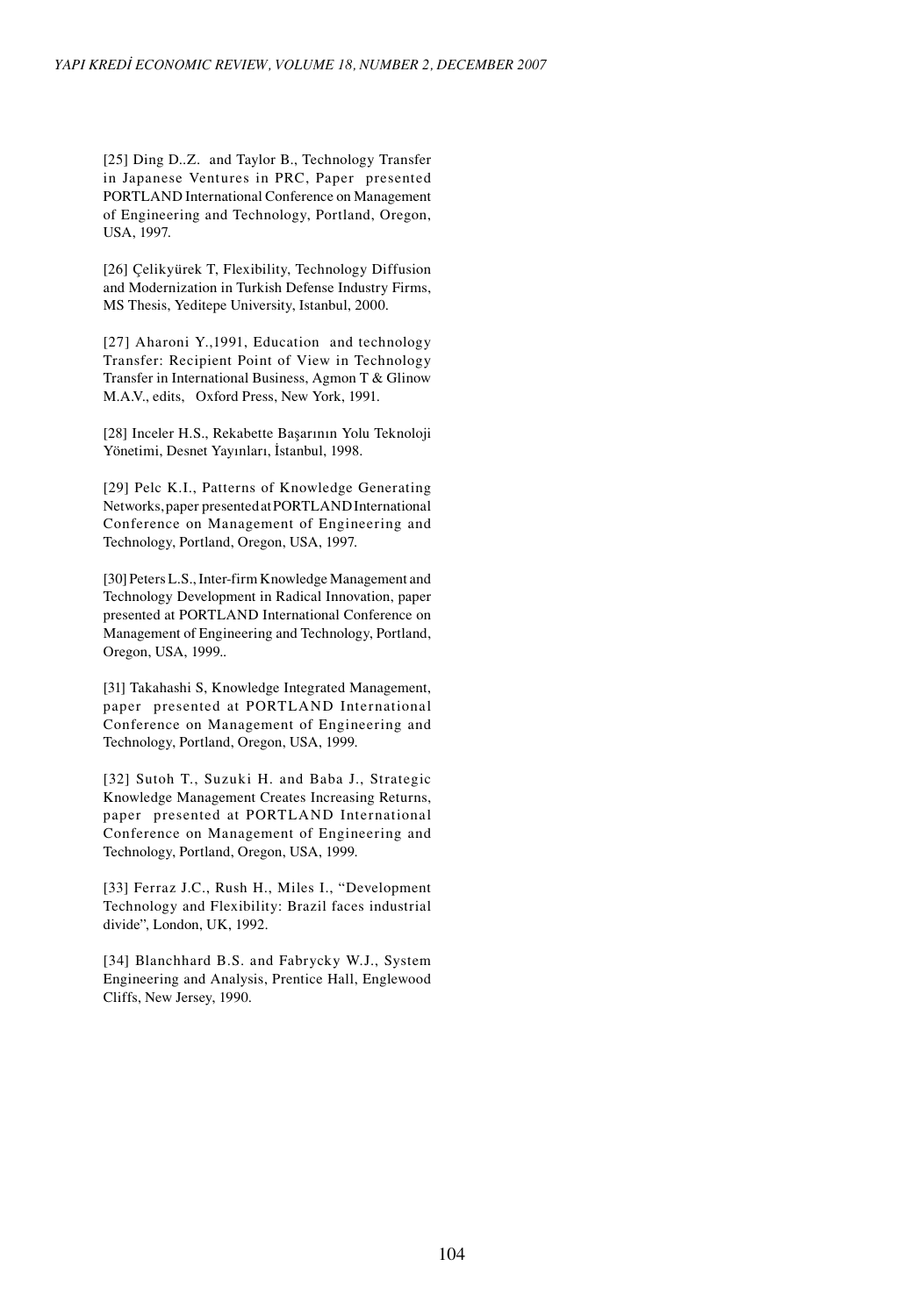[25] Ding D..Z. and Taylor B., Technology Transfer in Japanese Ventures in PRC, Paper presented PORTLAND International Conference on Management of Engineering and Technology, Portland, Oregon, USA, 1997.

[26] Çelikyürek T, Flexibility, Technology Diffusion and Modernization in Turkish Defense Industry Firms, MS Thesis, Yeditepe University, Istanbul, 2000.

[27] Aharoni Y.,1991, Education and technology Transfer: Recipient Point of View in Technology Transfer in International Business, Agmon T & Glinow M.A.V., edits, Oxford Press, New York, 1991.

[28] Inceler H.S., Rekabette Başarının Yolu Teknoloji Yönetimi, Desnet Yayınları, İstanbul, 1998.

[29] Pelc K.I., Patterns of Knowledge Generating Networks, paper presented at PORTLAND International Conference on Management of Engineering and Technology, Portland, Oregon, USA, 1997.

[30] Peters L.S., Inter-firm Knowledge Management and Technology Development in Radical Innovation, paper presented at PORTLAND International Conference on Management of Engineering and Technology, Portland, Oregon, USA, 1999..

[31] Takahashi S, Knowledge Integrated Management, paper presented at PORTLAND International Conference on Management of Engineering and Technology, Portland, Oregon, USA, 1999.

[32] Sutoh T., Suzuki H. and Baba J., Strategic Knowledge Management Creates Increasing Returns, paper presented at PORTLAND International Conference on Management of Engineering and Technology, Portland, Oregon, USA, 1999.

[33] Ferraz J.C., Rush H., Miles I., "Development Technology and Flexibility: Brazil faces industrial divide", London, UK, 1992.

[34] Blanchhard B.S. and Fabrycky W.J., System Engineering and Analysis, Prentice Hall, Englewood Cliffs, New Jersey, 1990.